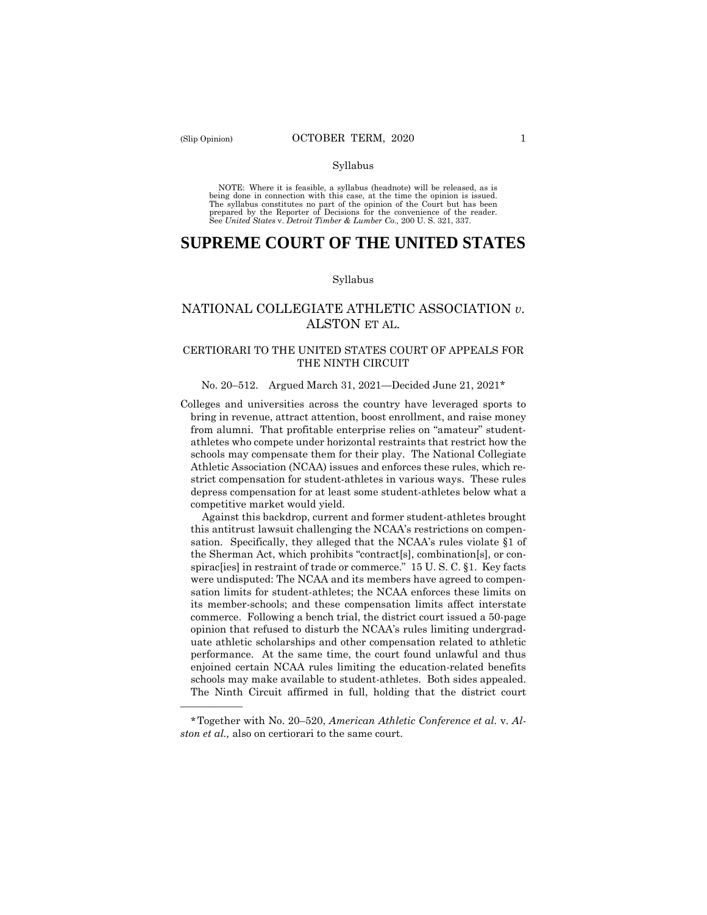Syllabus

NOTE: Where it is feasible, a syllabus (headnote) will be released, as is being done in connection with this case, at the time the opinion is issued. The syllabus constitutes no part of the opinion of the Court but has been prepared by the Reporter of Decisions for the convenience of the reader. See *United States* v. *Detroit Timber & Lumber Co.,* 200 U. S. 321, 337.

# SUPREME COURT OF THE UNITED STATES

Syllabus

## NATIONAL COLLEGIATE ATHLETIC ASSOCIATION *v.* ALSTON ET AL.

### CERTIORARI TO THE UNITED STATES COURT OF APPEALS FOR THE NINTH CIRCUIT

No. 20–512. Argued March 31, 2021—Decided June 21, 2021*

Colleges and universities across the country have leveraged sports to bring in revenue, attract attention, boost enrollment, and raise money from alumni. That profitable enterprise relies on "amateur" student-athletes who compete under horizontal restraints that restrict how the schools may compensate them for their play. The National Collegiate Athletic Association (NCAA) issues and enforces these rules, which restrict compensation for student-athletes in various ways. These rules depress compensation for at least some student-athletes below what a competitive market would yield.

Against this backdrop, current and former student-athletes brought this antitrust lawsuit challenging the NCAA's restrictions on compensation. Specifically, they alleged that the NCAA's rules violate §1 of the Sherman Act, which prohibits "contract[s], combination[s], or conspirac[ies] in restraint of trade or commerce." 15 U. S. C. §1. Key facts were undisputed: The NCAA and its members have agreed to compensation limits for student-athletes; the NCAA enforces these limits on its member-schools; and these compensation limits affect interstate commerce. Following a bench trial, the district court issued a 50-page opinion that refused to disturb the NCAA's rules limiting undergraduate athletic scholarships and other compensation related to athletic performance. At the same time, the court found unlawful and thus enjoined certain NCAA rules limiting the education-related benefits schools may make available to student-athletes. Both sides appealed. The Ninth Circuit affirmed in full, holding that the district court

---

*Together with No. 20–520, *American Athletic Conference et al.* v. *Alston et al.,* also on certiorari to the same court.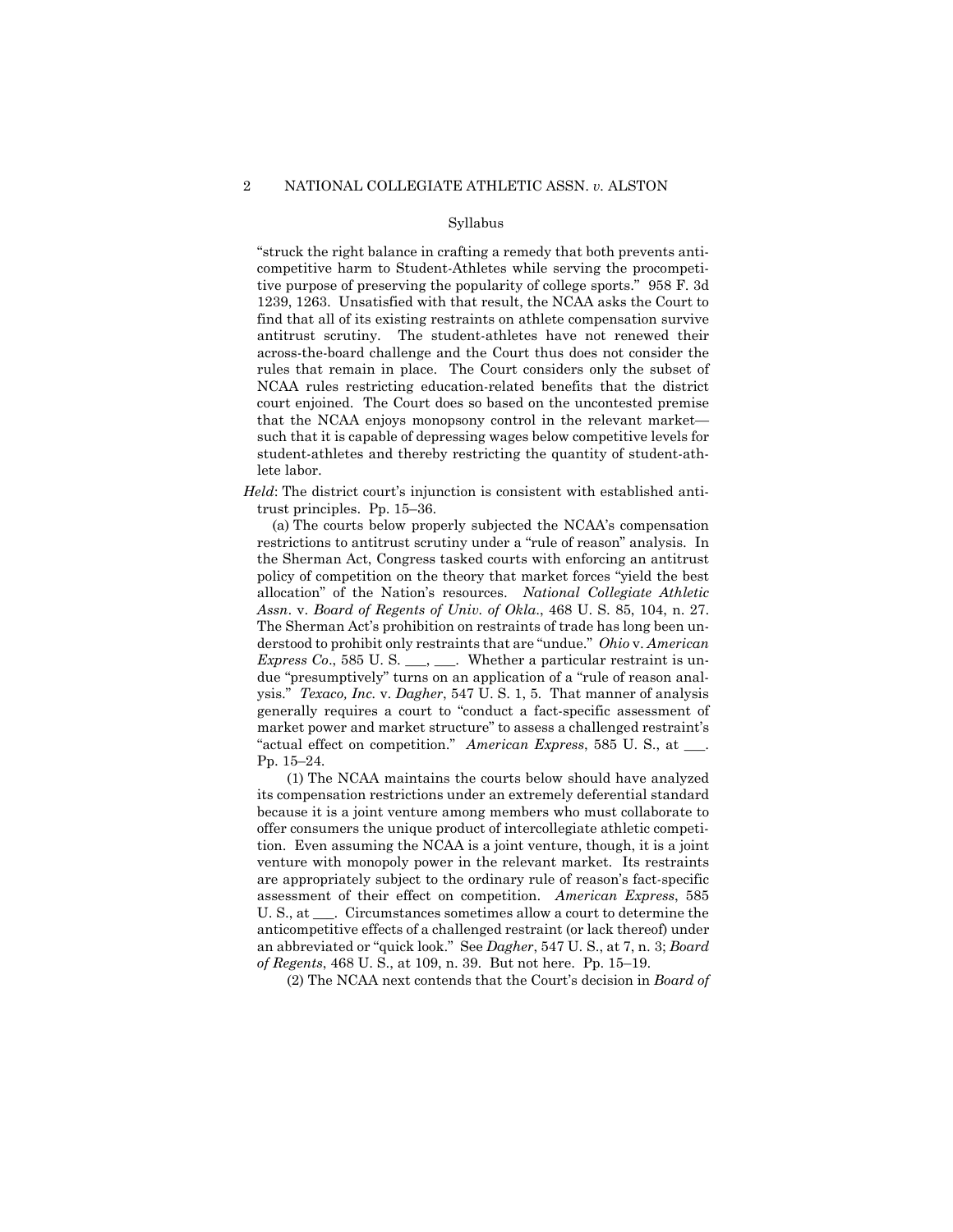Syllabus

"struck the right balance in crafting a remedy that both prevents anticompetitive harm to Student-Athletes while serving the procompetitive purpose of preserving the popularity of college sports." 958 F. 3d 1239, 1263. Unsatisfied with that result, the NCAA asks the Court to find that all of its existing restraints on athlete compensation survive antitrust scrutiny. The student-athletes have not renewed their across-the-board challenge and the Court thus does not consider the rules that remain in place. The Court considers only the subset of NCAA rules restricting education-related benefits that the district court enjoined. The Court does so based on the uncontested premise that the NCAA enjoys monopsony control in the relevant market—such that it is capable of depressing wages below competitive levels for student-athletes and thereby restricting the quantity of student-athlete labor.

*Held*: The district court's injunction is consistent with established antitrust principles. Pp. 15–36.

(a) The courts below properly subjected the NCAA's compensation restrictions to antitrust scrutiny under a "rule of reason" analysis. In the Sherman Act, Congress tasked courts with enforcing an antitrust policy of competition on the theory that market forces "yield the best allocation" of the Nation's resources. *National Collegiate Athletic Assn.* v. *Board of Regents of Univ. of Okla.*, 468 U. S. 85, 104, n. 27. The Sherman Act's prohibition on restraints of trade has long been understood to prohibit only restraints that are "undue." *Ohio* v. *American Express Co.*, 585 U. S. ___, ___. Whether a particular restraint is undue "presumptively" turns on an application of a "rule of reason analysis." *Texaco, Inc.* v. *Dagher*, 547 U. S. 1, 5. That manner of analysis generally requires a court to "conduct a fact-specific assessment of market power and market structure" to assess a challenged restraint's "actual effect on competition." *American Express*, 585 U. S., at ___. Pp. 15–24.

(1) The NCAA maintains the courts below should have analyzed its compensation restrictions under an extremely deferential standard because it is a joint venture among members who must collaborate to offer consumers the unique product of intercollegiate athletic competition. Even assuming the NCAA is a joint venture, though, it is a joint venture with monopoly power in the relevant market. Its restraints are appropriately subject to the ordinary rule of reason's fact-specific assessment of their effect on competition. *American Express*, 585 U. S., at ___. Circumstances sometimes allow a court to determine the anticompetitive effects of a challenged restraint (or lack thereof) under an abbreviated or "quick look." See *Dagher*, 547 U. S., at 7, n. 3; *Board of Regents*, 468 U. S., at 109, n. 39. But not here. Pp. 15–19.

(2) The NCAA next contends that the Court's decision in *Board of*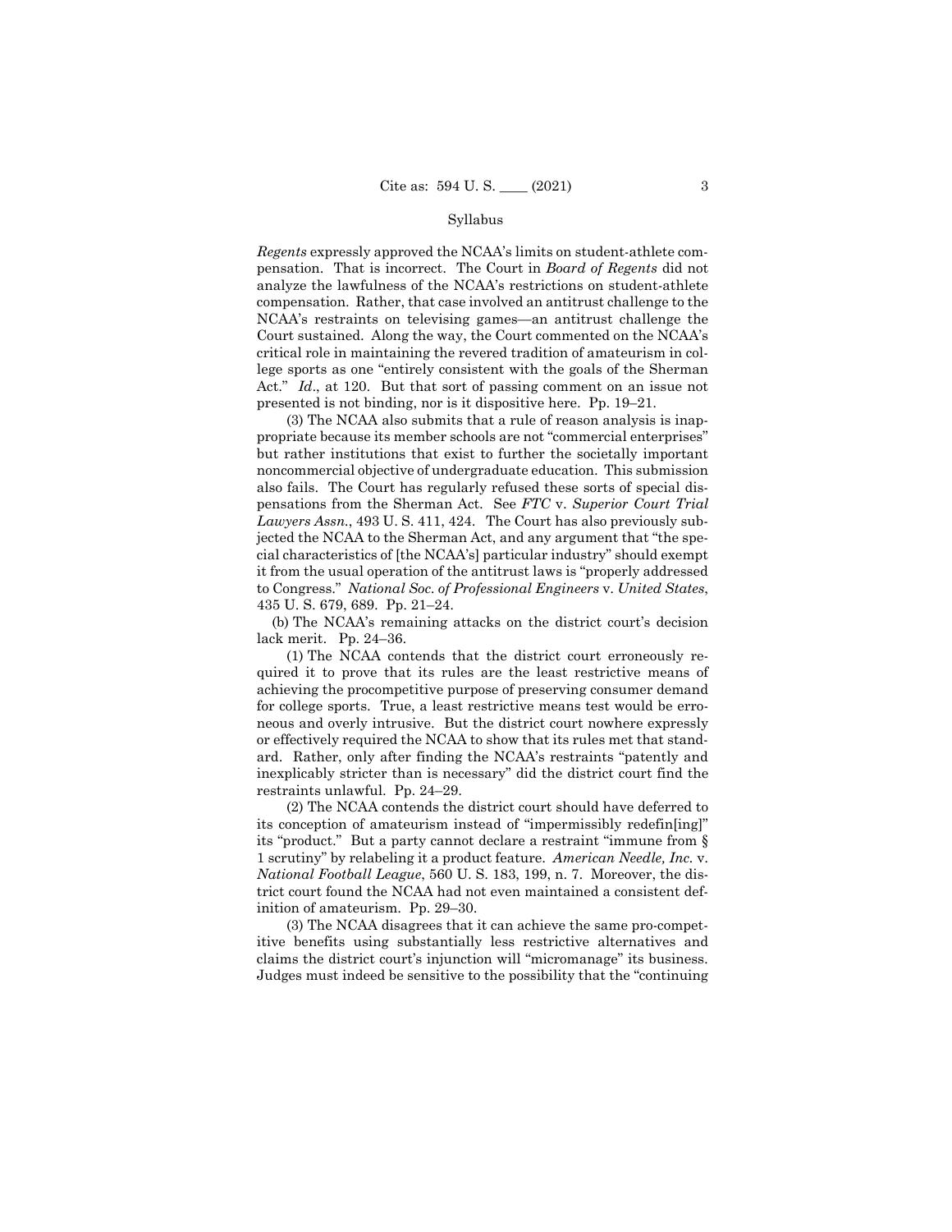*Regents* expressly approved the NCAA's limits on student-athlete compensation. That is incorrect. The Court in *Board of Regents* did not analyze the lawfulness of the NCAA's restrictions on student-athlete compensation. Rather, that case involved an antitrust challenge to the NCAA's restraints on televising games—an antitrust challenge the Court sustained. Along the way, the Court commented on the NCAA's critical role in maintaining the revered tradition of amateurism in college sports as one "entirely consistent with the goals of the Sherman Act." *Id*., at 120. But that sort of passing comment on an issue not presented is not binding, nor is it dispositive here. Pp. 19–21.

(3) The NCAA also submits that a rule of reason analysis is inappropriate because its member schools are not "commercial enterprises" but rather institutions that exist to further the societally important noncommercial objective of undergraduate education. This submission also fails. The Court has regularly refused these sorts of special dispensations from the Sherman Act. See *FTC* v. *Superior Court Trial Lawyers Assn.*, 493 U. S. 411, 424. The Court has also previously subjected the NCAA to the Sherman Act, and any argument that "the special characteristics of [the NCAA's] particular industry" should exempt it from the usual operation of the antitrust laws is "properly addressed to Congress." *National Soc. of Professional Engineers* v. *United States*, 435 U. S. 679, 689. Pp. 21–24.

(b) The NCAA's remaining attacks on the district court's decision lack merit. Pp. 24–36.

(1) The NCAA contends that the district court erroneously required it to prove that its rules are the least restrictive means of achieving the procompetitive purpose of preserving consumer demand for college sports. True, a least restrictive means test would be erroneous and overly intrusive. But the district court nowhere expressly or effectively required the NCAA to show that its rules met that standard. Rather, only after finding the NCAA's restraints "patently and inexplicably stricter than is necessary" did the district court find the restraints unlawful. Pp. 24–29.

(2) The NCAA contends the district court should have deferred to its conception of amateurism instead of "impermissibly redefin[ing]" its "product." But a party cannot declare a restraint "immune from § 1 scrutiny" by relabeling it a product feature. *American Needle, Inc.* v. *National Football League*, 560 U. S. 183, 199, n. 7. Moreover, the district court found the NCAA had not even maintained a consistent definition of amateurism. Pp. 29–30.

(3) The NCAA disagrees that it can achieve the same pro-competitive benefits using substantially less restrictive alternatives and claims the district court's injunction will "micromanage" its business. Judges must indeed be sensitive to the possibility that the "continuing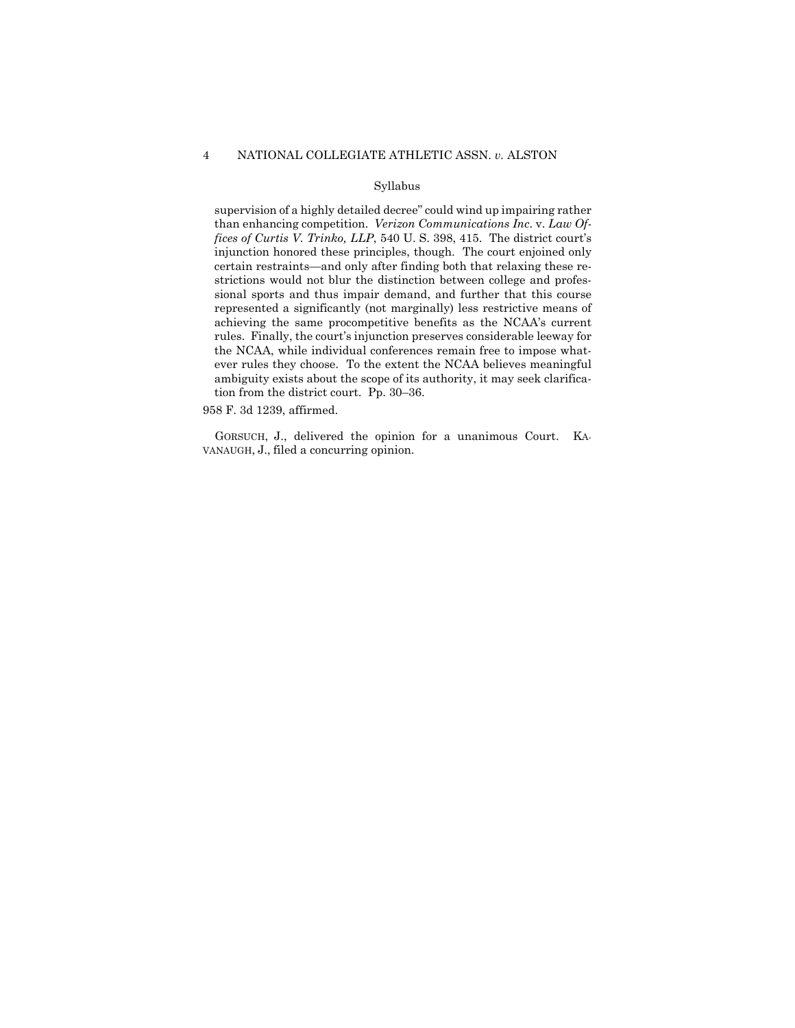supervision of a highly detailed decree" could wind up impairing rather than enhancing competition. *Verizon Communications Inc.* v. *Law Offices of Curtis V. Trinko, LLP*, 540 U. S. 398, 415. The district court's injunction honored these principles, though. The court enjoined only certain restraints—and only after finding both that relaxing these restrictions would not blur the distinction between college and professional sports and thus impair demand, and further that this course represented a significantly (not marginally) less restrictive means of achieving the same procompetitive benefits as the NCAA's current rules. Finally, the court's injunction preserves considerable leeway for the NCAA, while individual conferences remain free to impose whatever rules they choose. To the extent the NCAA believes meaningful ambiguity exists about the scope of its authority, it may seek clarification from the district court. Pp. 30–36.

958 F. 3d 1239, affirmed.

GORSUCH, J., delivered the opinion for a unanimous Court. KAVANAUGH, J., filed a concurring opinion.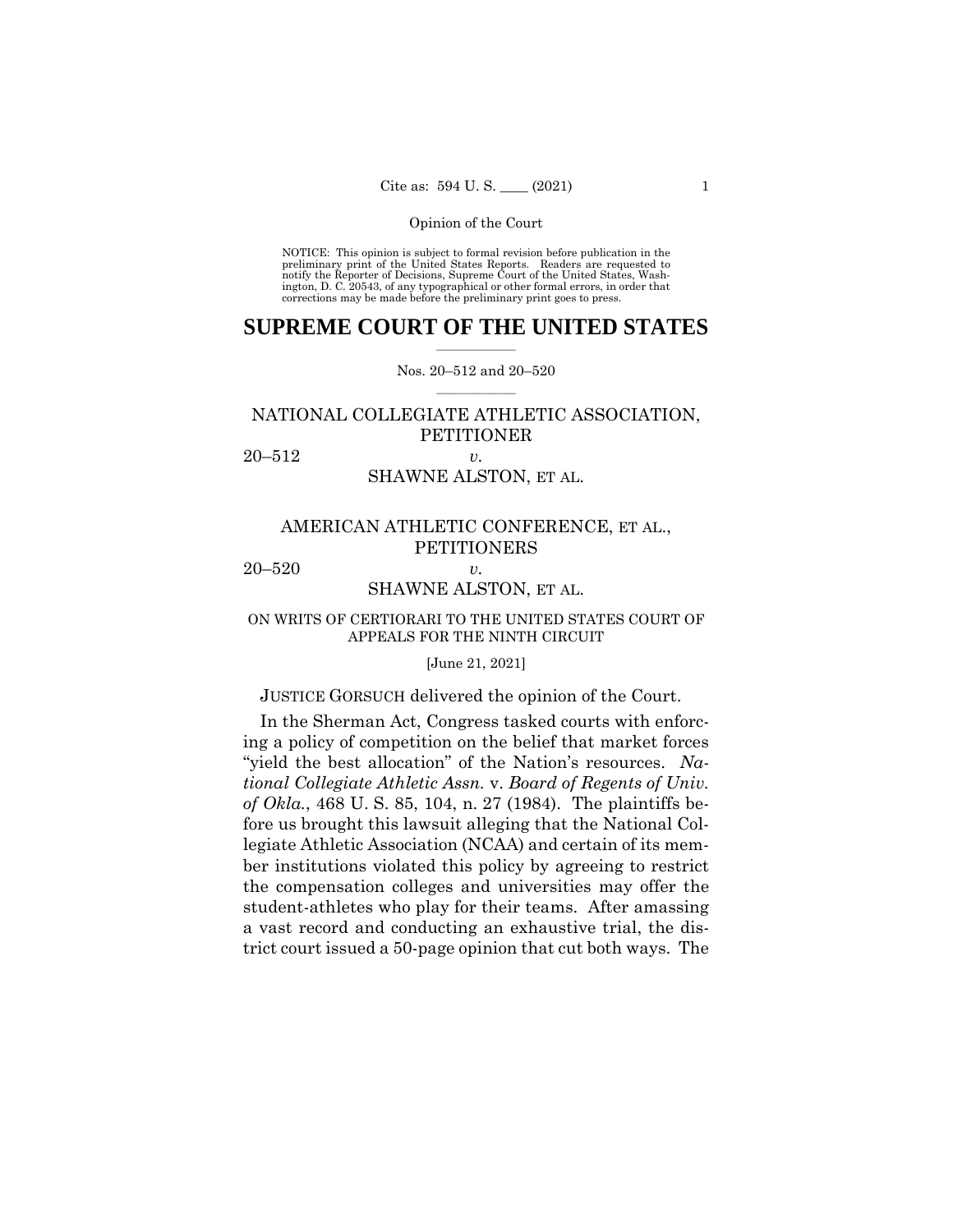NOTICE: This opinion is subject to formal revision before publication in the preliminary print of the United States Reports. Readers are requested to notify the Reporter of Decisions, Supreme Court of the United States, Washington, D. C. 20543, of any typographical or other formal errors, in order that corrections may be made before the preliminary print goes to press.

# SUPREME COURT OF THE UNITED STATES

Nos. 20–512 and 20–520

NATIONAL COLLEGIATE ATHLETIC ASSOCIATION, PETITIONER

20–512 *v.*

SHAWNE ALSTON, ET AL.

AMERICAN ATHLETIC CONFERENCE, ET AL., PETITIONERS

20–520 *v.*

SHAWNE ALSTON, ET AL.

ON WRITS OF CERTIORARI TO THE UNITED STATES COURT OF APPEALS FOR THE NINTH CIRCUIT

[June 21, 2021]

JUSTICE GORSUCH delivered the opinion of the Court.

In the Sherman Act, Congress tasked courts with enforcing a policy of competition on the belief that market forces "yield the best allocation" of the Nation's resources. *National Collegiate Athletic Assn.* v. *Board of Regents of Univ. of Okla.*, 468 U. S. 85, 104, n. 27 (1984). The plaintiffs before us brought this lawsuit alleging that the National Collegiate Athletic Association (NCAA) and certain of its member institutions violated this policy by agreeing to restrict the compensation colleges and universities may offer the student-athletes who play for their teams. After amassing a vast record and conducting an exhaustive trial, the district court issued a 50-page opinion that cut both ways. The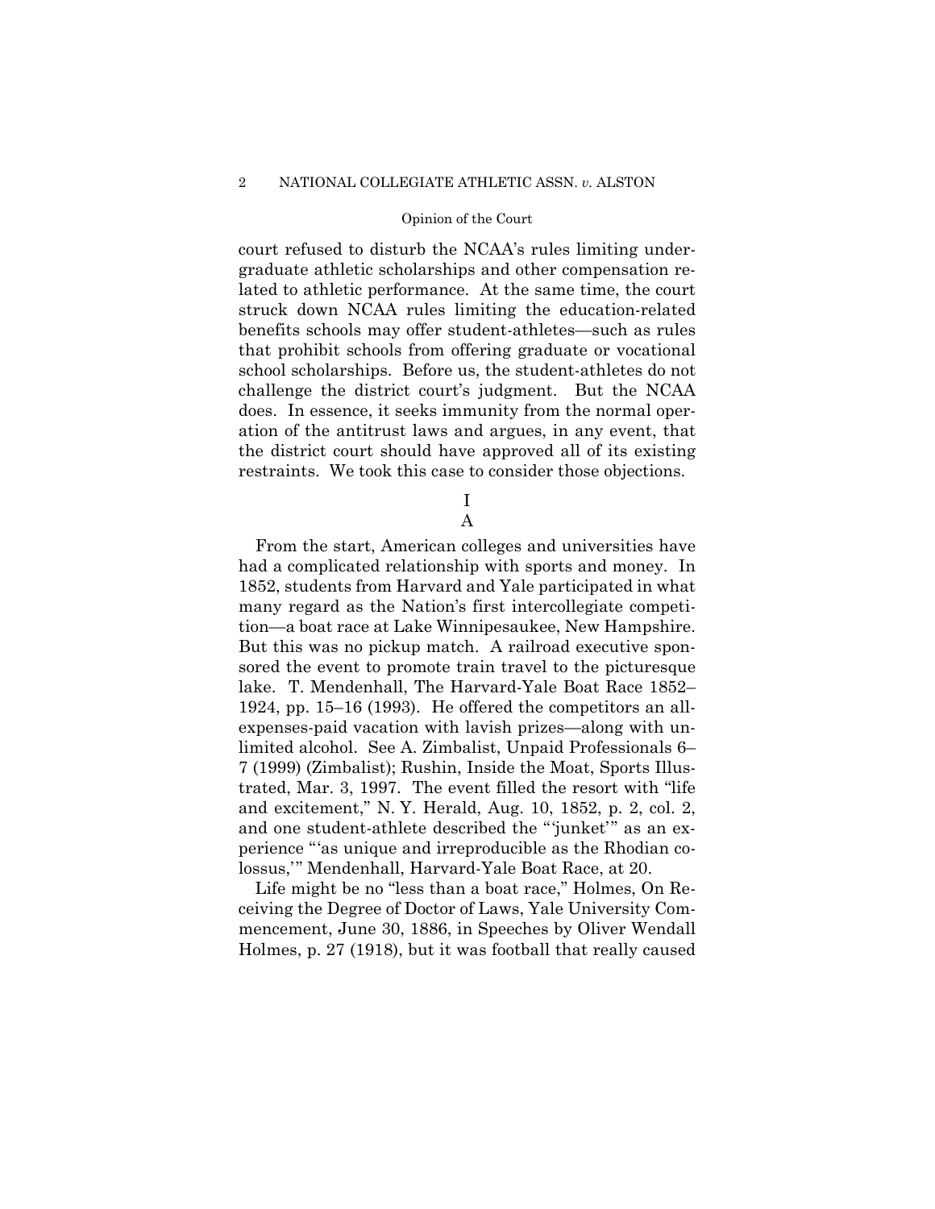court refused to disturb the NCAA's rules limiting undergraduate athletic scholarships and other compensation related to athletic performance. At the same time, the court struck down NCAA rules limiting the education-related benefits schools may offer student-athletes—such as rules that prohibit schools from offering graduate or vocational school scholarships. Before us, the student-athletes do not challenge the district court's judgment. But the NCAA does. In essence, it seeks immunity from the normal operation of the antitrust laws and argues, in any event, that the district court should have approved all of its existing restraints. We took this case to consider those objections.

## I

### A

From the start, American colleges and universities have had a complicated relationship with sports and money. In 1852, students from Harvard and Yale participated in what many regard as the Nation's first intercollegiate competition—a boat race at Lake Winnipesaukee, New Hampshire. But this was no pickup match. A railroad executive sponsored the event to promote train travel to the picturesque lake. T. Mendenhall, The Harvard-Yale Boat Race 1852–1924, pp. 15–16 (1993). He offered the competitors an all-expenses-paid vacation with lavish prizes—along with unlimited alcohol. See A. Zimbalist, Unpaid Professionals 6–7 (1999) (Zimbalist); Rushin, Inside the Moat, Sports Illustrated, Mar. 3, 1997. The event filled the resort with "life and excitement," N. Y. Herald, Aug. 10, 1852, p. 2, col. 2, and one student-athlete described the "'junket'" as an experience "'as unique and irreproducible as the Rhodian colossus,'" Mendenhall, Harvard-Yale Boat Race, at 20.

Life might be no "less than a boat race," Holmes, On Receiving the Degree of Doctor of Laws, Yale University Commencement, June 30, 1886, in Speeches by Oliver Wendall Holmes, p. 27 (1918), but it was football that really caused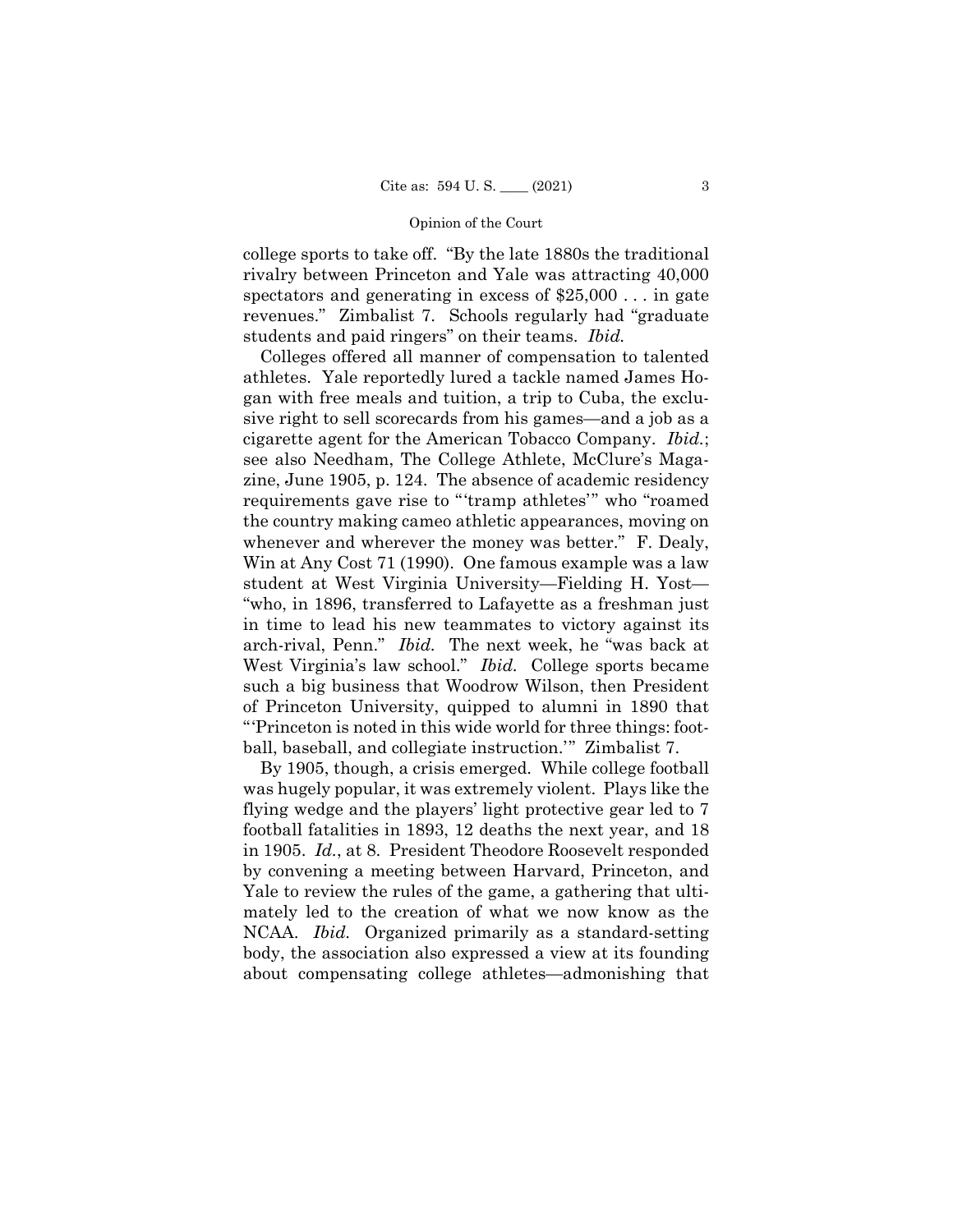college sports to take off. "By the late 1880s the traditional rivalry between Princeton and Yale was attracting 40,000 spectators and generating in excess of $25,000 . . . in gate revenues." Zimbalist 7. Schools regularly had "graduate students and paid ringers" on their teams. *Ibid.*

Colleges offered all manner of compensation to talented athletes. Yale reportedly lured a tackle named James Hogan with free meals and tuition, a trip to Cuba, the exclusive right to sell scorecards from his games—and a job as a cigarette agent for the American Tobacco Company. *Ibid.*; see also Needham, The College Athlete, McClure's Magazine, June 1905, p. 124. The absence of academic residency requirements gave rise to "'tramp athletes'" who "roamed the country making cameo athletic appearances, moving on whenever and wherever the money was better." F. Dealy, Win at Any Cost 71 (1990). One famous example was a law student at West Virginia University—Fielding H. Yost—"who, in 1896, transferred to Lafayette as a freshman just in time to lead his new teammates to victory against its arch-rival, Penn." *Ibid.* The next week, he "was back at West Virginia's law school." *Ibid.* College sports became such a big business that Woodrow Wilson, then President of Princeton University, quipped to alumni in 1890 that "'Princeton is noted in this wide world for three things: football, baseball, and collegiate instruction.'" Zimbalist 7.

By 1905, though, a crisis emerged. While college football was hugely popular, it was extremely violent. Plays like the flying wedge and the players' light protective gear led to 7 football fatalities in 1893, 12 deaths the next year, and 18 in 1905. *Id.*, at 8. President Theodore Roosevelt responded by convening a meeting between Harvard, Princeton, and Yale to review the rules of the game, a gathering that ultimately led to the creation of what we now know as the NCAA. *Ibid.* Organized primarily as a standard-setting body, the association also expressed a view at its founding about compensating college athletes—admonishing that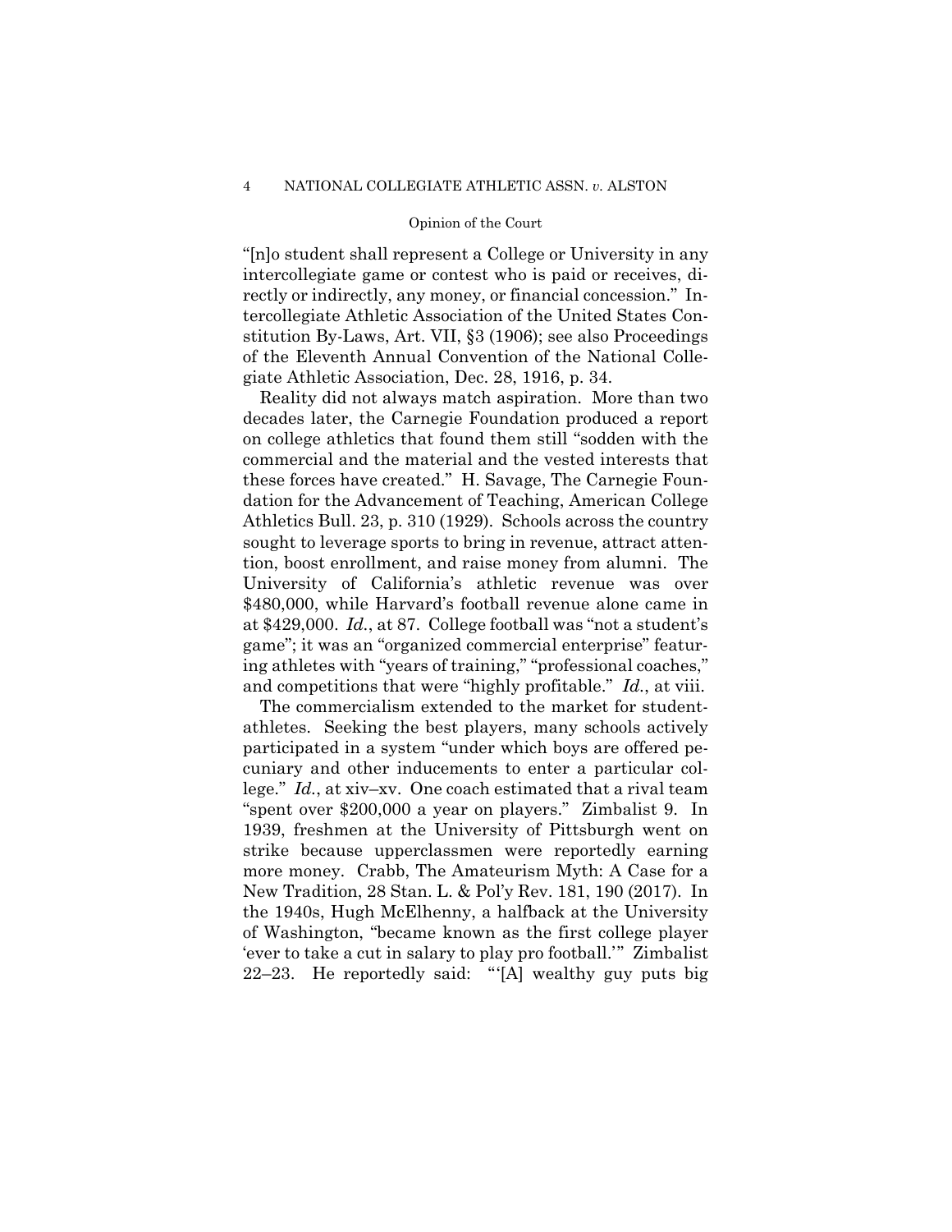"[n]o student shall represent a College or University in any intercollegiate game or contest who is paid or receives, directly or indirectly, any money, or financial concession." Intercollegiate Athletic Association of the United States Constitution By-Laws, Art. VII, §3 (1906); see also Proceedings of the Eleventh Annual Convention of the National Collegiate Athletic Association, Dec. 28, 1916, p. 34.

Reality did not always match aspiration. More than two decades later, the Carnegie Foundation produced a report on college athletics that found them still "sodden with the commercial and the material and the vested interests that these forces have created." H. Savage, The Carnegie Foundation for the Advancement of Teaching, American College Athletics Bull. 23, p. 310 (1929). Schools across the country sought to leverage sports to bring in revenue, attract attention, boost enrollment, and raise money from alumni. The University of California's athletic revenue was over $480,000, while Harvard's football revenue alone came in at $429,000. *Id.*, at 87. College football was "not a student's game"; it was an "organized commercial enterprise" featuring athletes with "years of training," "professional coaches," and competitions that were "highly profitable." *Id.*, at viii.

The commercialism extended to the market for student-athletes. Seeking the best players, many schools actively participated in a system "under which boys are offered pecuniary and other inducements to enter a particular college." *Id.*, at xiv–xv. One coach estimated that a rival team "spent over $200,000 a year on players." Zimbalist 9. In 1939, freshmen at the University of Pittsburgh went on strike because upperclassmen were reportedly earning more money. Crabb, The Amateurism Myth: A Case for a New Tradition, 28 Stan. L. & Pol'y Rev. 181, 190 (2017). In the 1940s, Hugh McElhenny, a halfback at the University of Washington, "became known as the first college player 'ever to take a cut in salary to play pro football.'" Zimbalist 22–23. He reportedly said: "'[A] wealthy guy puts big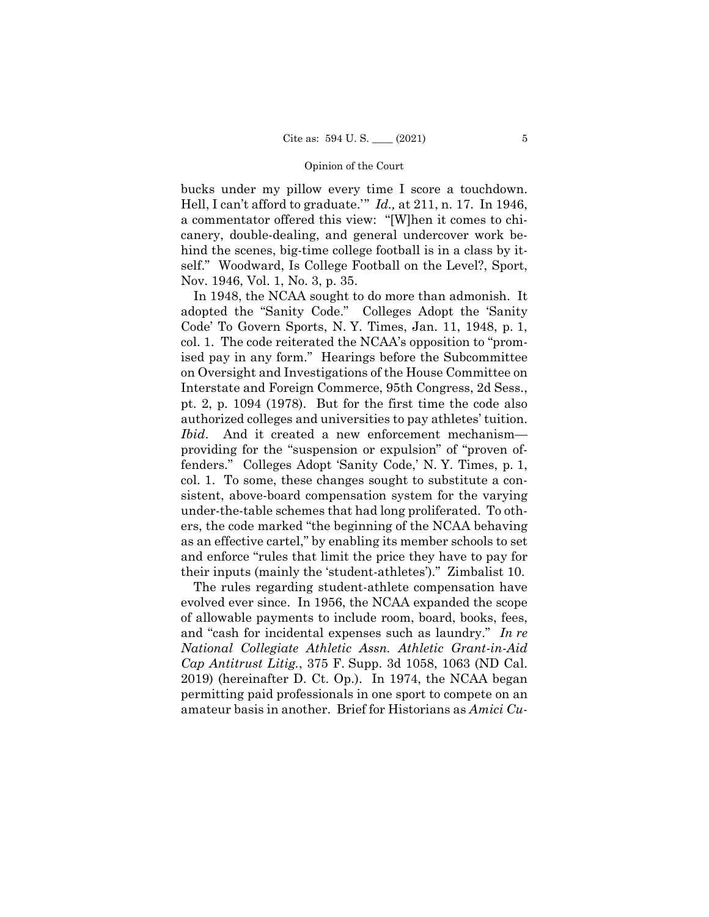bucks under my pillow every time I score a touchdown. Hell, I can't afford to graduate.'" *Id.,* at 211, n. 17. In 1946, a commentator offered this view: "[W]hen it comes to chicanery, double-dealing, and general undercover work behind the scenes, big-time college football is in a class by itself." Woodward, Is College Football on the Level?, Sport, Nov. 1946, Vol. 1, No. 3, p. 35.

In 1948, the NCAA sought to do more than admonish. It adopted the "Sanity Code." Colleges Adopt the 'Sanity Code' To Govern Sports, N. Y. Times, Jan. 11, 1948, p. 1, col. 1. The code reiterated the NCAA's opposition to "promised pay in any form." Hearings before the Subcommittee on Oversight and Investigations of the House Committee on Interstate and Foreign Commerce, 95th Congress, 2d Sess., pt. 2, p. 1094 (1978). But for the first time the code also authorized colleges and universities to pay athletes' tuition. *Ibid*. And it created a new enforcement mechanism—providing for the "suspension or expulsion" of "proven offenders." Colleges Adopt 'Sanity Code,' N. Y. Times, p. 1, col. 1. To some, these changes sought to substitute a consistent, above-board compensation system for the varying under-the-table schemes that had long proliferated. To others, the code marked "the beginning of the NCAA behaving as an effective cartel," by enabling its member schools to set and enforce "rules that limit the price they have to pay for their inputs (mainly the 'student-athletes')." Zimbalist 10.

The rules regarding student-athlete compensation have evolved ever since. In 1956, the NCAA expanded the scope of allowable payments to include room, board, books, fees, and "cash for incidental expenses such as laundry." *In re National Collegiate Athletic Assn. Athletic Grant-in-Aid Cap Antitrust Litig.*, 375 F. Supp. 3d 1058, 1063 (ND Cal. 2019) (hereinafter D. Ct. Op.). In 1974, the NCAA began permitting paid professionals in one sport to compete on an amateur basis in another. Brief for Historians as *Amici Cu-*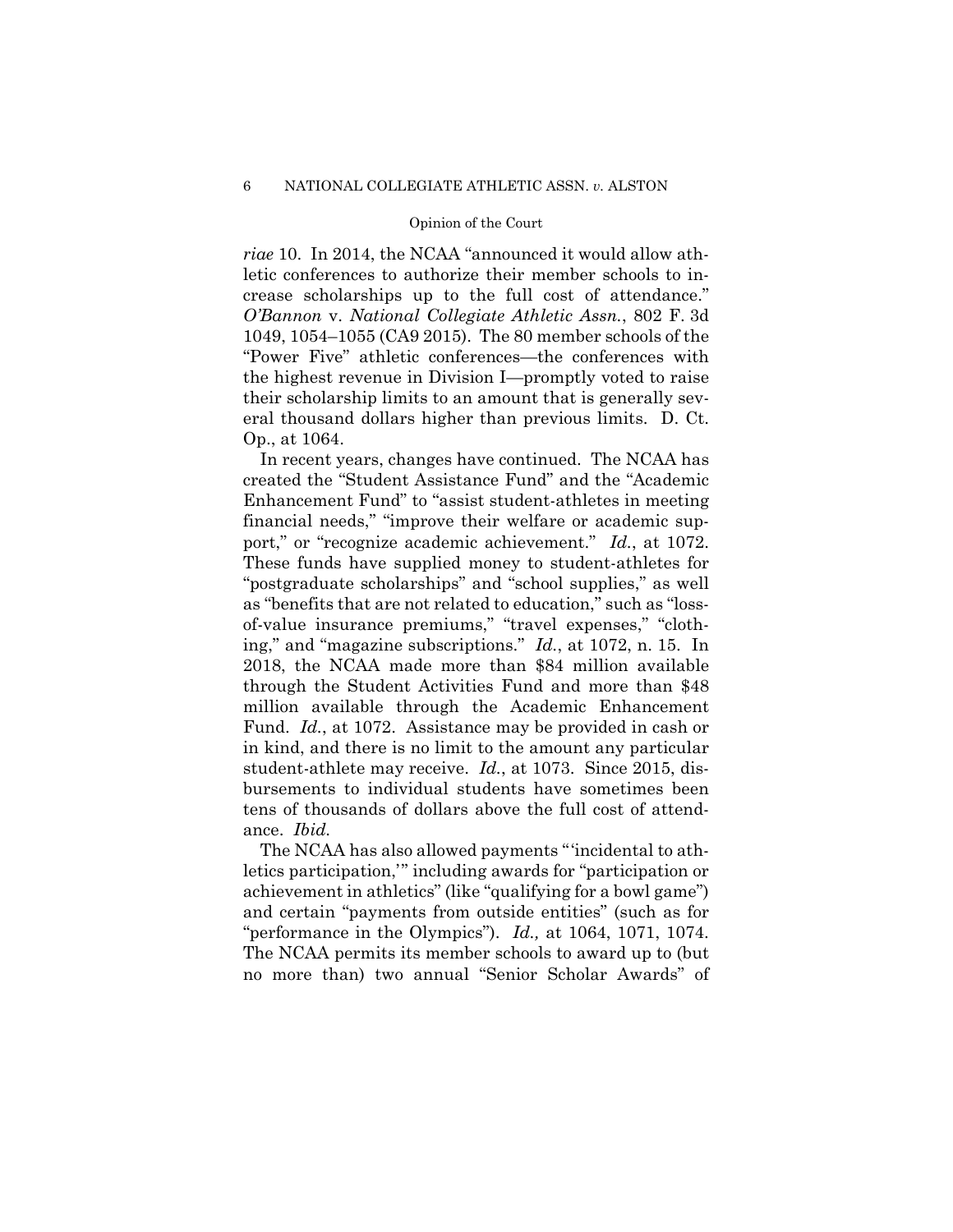*riae* 10. In 2014, the NCAA "announced it would allow athletic conferences to authorize their member schools to increase scholarships up to the full cost of attendance." *O'Bannon* v. *National Collegiate Athletic Assn.*, 802 F. 3d 1049, 1054–1055 (CA9 2015). The 80 member schools of the "Power Five" athletic conferences—the conferences with the highest revenue in Division I—promptly voted to raise their scholarship limits to an amount that is generally several thousand dollars higher than previous limits. D. Ct. Op., at 1064.

In recent years, changes have continued. The NCAA has created the "Student Assistance Fund" and the "Academic Enhancement Fund" to "assist student-athletes in meeting financial needs," "improve their welfare or academic support," or "recognize academic achievement." *Id.*, at 1072. These funds have supplied money to student-athletes for "postgraduate scholarships" and "school supplies," as well as "benefits that are not related to education," such as "loss-of-value insurance premiums," "travel expenses," "clothing," and "magazine subscriptions." *Id.*, at 1072, n. 15. In 2018, the NCAA made more than $84 million available through the Student Activities Fund and more than $48 million available through the Academic Enhancement Fund. *Id.*, at 1072. Assistance may be provided in cash or in kind, and there is no limit to the amount any particular student-athlete may receive. *Id.*, at 1073. Since 2015, disbursements to individual students have sometimes been tens of thousands of dollars above the full cost of attendance. *Ibid.*

The NCAA has also allowed payments "'incidental to athletics participation,'" including awards for "participation or achievement in athletics" (like "qualifying for a bowl game") and certain "payments from outside entities" (such as for "performance in the Olympics"). *Id.,* at 1064, 1071, 1074. The NCAA permits its member schools to award up to (but no more than) two annual "Senior Scholar Awards" of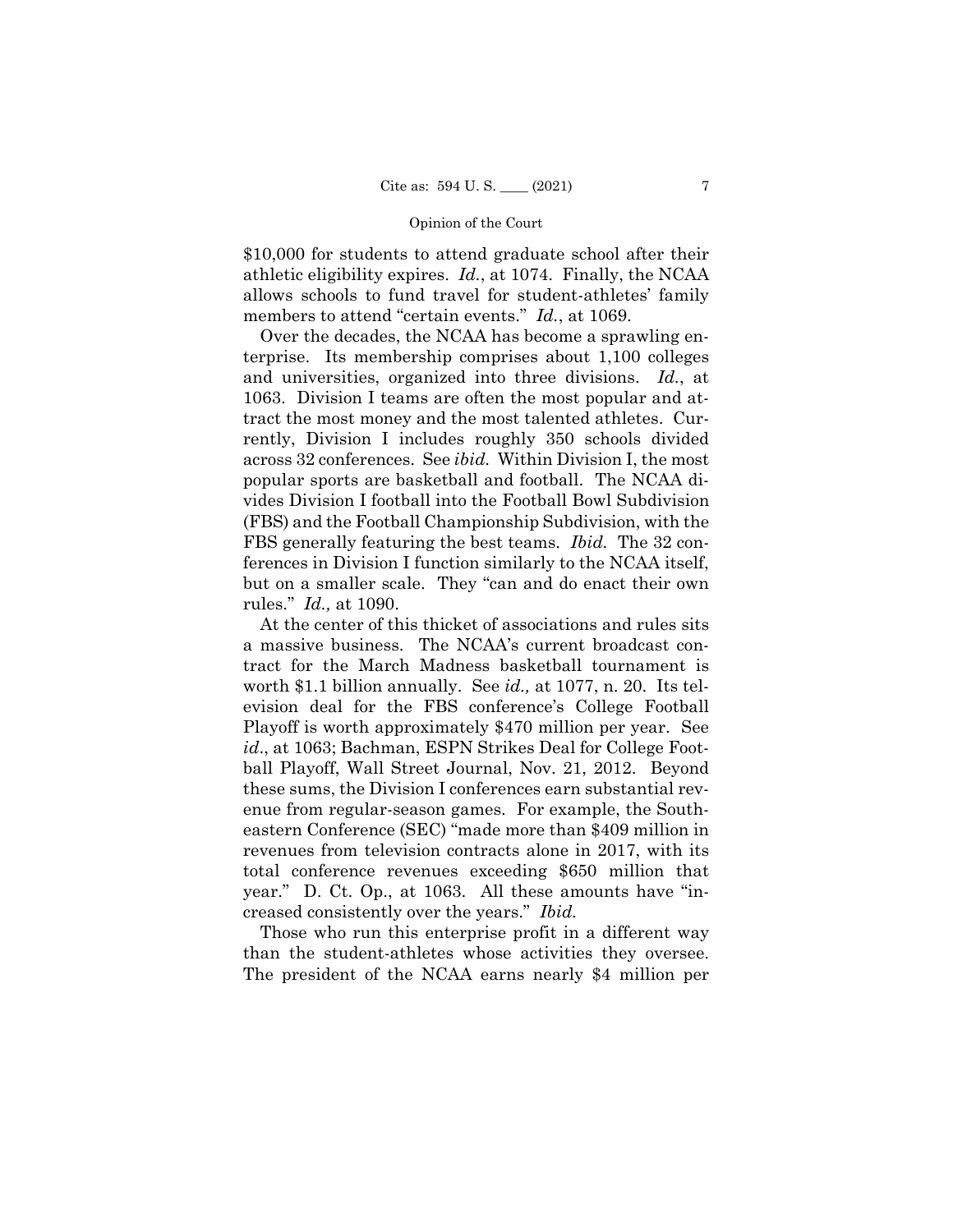$10,000 for students to attend graduate school after their athletic eligibility expires. *Id.*, at 1074. Finally, the NCAA allows schools to fund travel for student-athletes' family members to attend "certain events." *Id.*, at 1069.

Over the decades, the NCAA has become a sprawling enterprise. Its membership comprises about 1,100 colleges and universities, organized into three divisions. *Id.*, at 1063. Division I teams are often the most popular and attract the most money and the most talented athletes. Currently, Division I includes roughly 350 schools divided across 32 conferences. See *ibid.* Within Division I, the most popular sports are basketball and football. The NCAA divides Division I football into the Football Bowl Subdivision (FBS) and the Football Championship Subdivision, with the FBS generally featuring the best teams. *Ibid.* The 32 conferences in Division I function similarly to the NCAA itself, but on a smaller scale. They "can and do enact their own rules." *Id.,* at 1090.

At the center of this thicket of associations and rules sits a massive business. The NCAA's current broadcast contract for the March Madness basketball tournament is worth $1.1 billion annually. See *id.,* at 1077, n. 20. Its television deal for the FBS conference's College Football Playoff is worth approximately $470 million per year. See *id*., at 1063; Bachman, ESPN Strikes Deal for College Football Playoff, Wall Street Journal, Nov. 21, 2012. Beyond these sums, the Division I conferences earn substantial revenue from regular-season games. For example, the Southeastern Conference (SEC) "made more than $409 million in revenues from television contracts alone in 2017, with its total conference revenues exceeding $650 million that year." D. Ct. Op., at 1063. All these amounts have "increased consistently over the years." *Ibid.*

Those who run this enterprise profit in a different way than the student-athletes whose activities they oversee. The president of the NCAA earns nearly $4 million per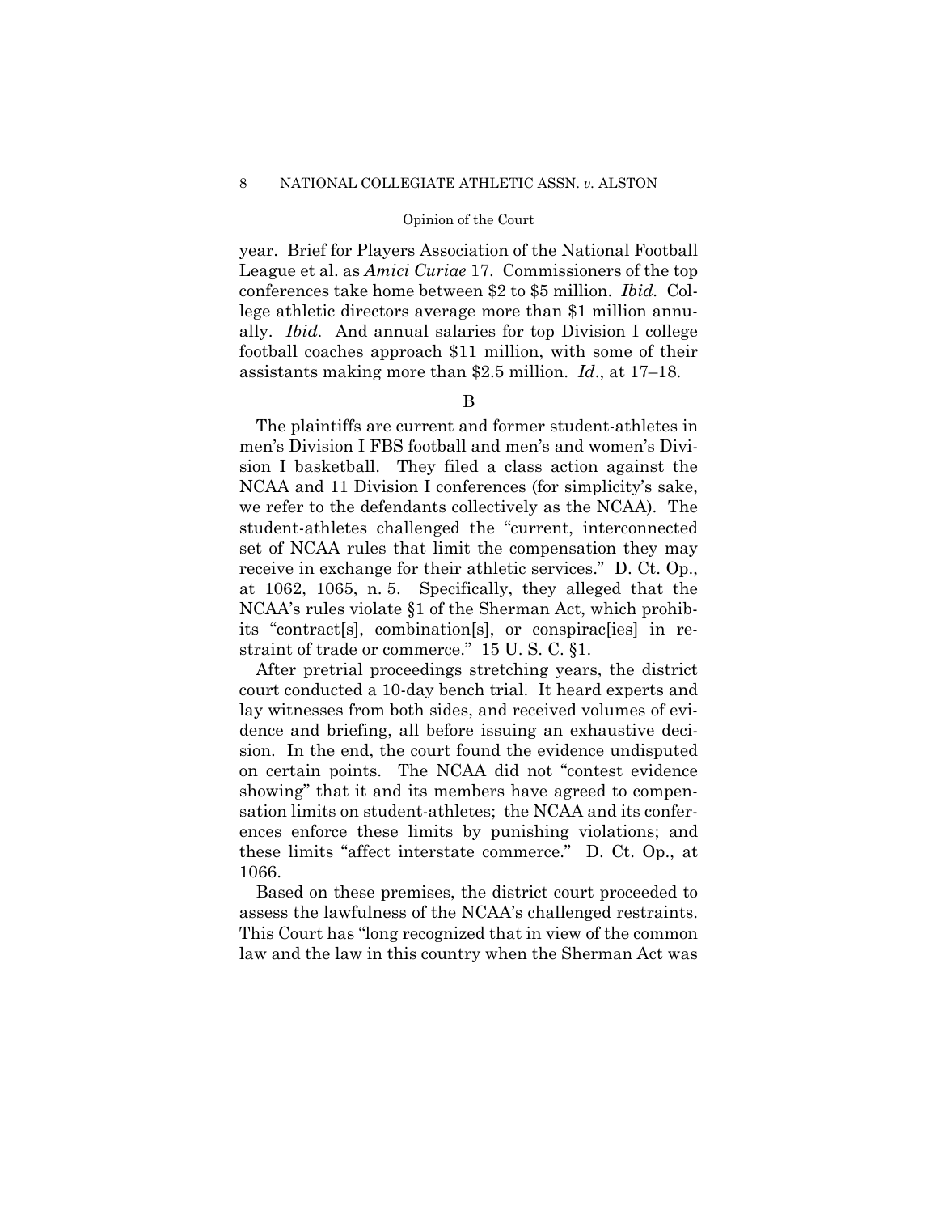year. Brief for Players Association of the National Football League et al. as *Amici Curiae* 17. Commissioners of the top conferences take home between $2 to $5 million. *Ibid.* College athletic directors average more than $1 million annually. *Ibid.* And annual salaries for top Division I college football coaches approach $11 million, with some of their assistants making more than $2.5 million. *Id.*, at 17–18.

## B

The plaintiffs are current and former student-athletes in men's Division I FBS football and men's and women's Division I basketball. They filed a class action against the NCAA and 11 Division I conferences (for simplicity's sake, we refer to the defendants collectively as the NCAA). The student-athletes challenged the "current, interconnected set of NCAA rules that limit the compensation they may receive in exchange for their athletic services." D. Ct. Op., at 1062, 1065, n. 5. Specifically, they alleged that the NCAA's rules violate §1 of the Sherman Act, which prohibits "contract[s], combination[s], or conspirac[ies] in restraint of trade or commerce." 15 U. S. C. §1.

After pretrial proceedings stretching years, the district court conducted a 10-day bench trial. It heard experts and lay witnesses from both sides, and received volumes of evidence and briefing, all before issuing an exhaustive decision. In the end, the court found the evidence undisputed on certain points. The NCAA did not "contest evidence showing" that it and its members have agreed to compensation limits on student-athletes; the NCAA and its conferences enforce these limits by punishing violations; and these limits "affect interstate commerce." D. Ct. Op., at 1066.

Based on these premises, the district court proceeded to assess the lawfulness of the NCAA's challenged restraints. This Court has "long recognized that in view of the common law and the law in this country when the Sherman Act was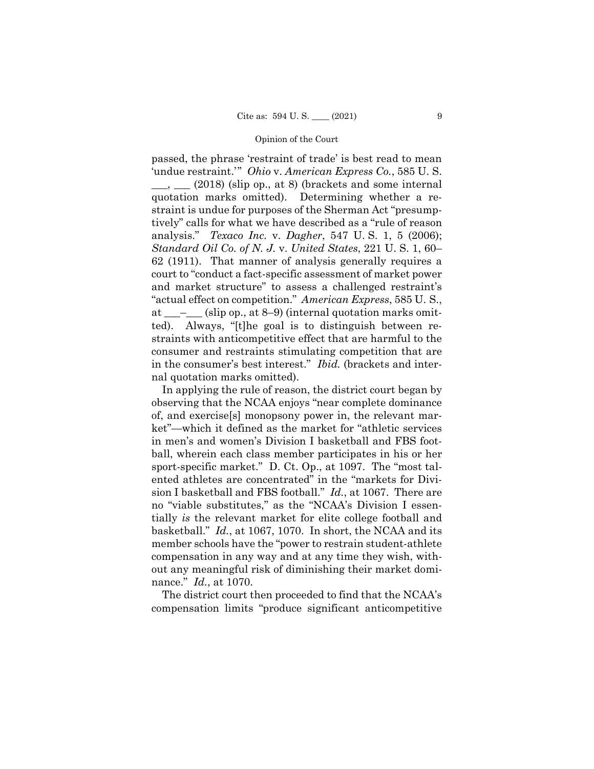passed, the phrase 'restraint of trade' is best read to mean 'undue restraint.'" *Ohio* v. *American Express Co.*, 585 U. S. ___, ___ (2018) (slip op., at 8) (brackets and some internal quotation marks omitted). Determining whether a restraint is undue for purposes of the Sherman Act "presumptively" calls for what we have described as a "rule of reason analysis." *Texaco Inc.* v. *Dagher*, 547 U. S. 1, 5 (2006); *Standard Oil Co. of N. J.* v. *United States*, 221 U. S. 1, 60–62 (1911). That manner of analysis generally requires a court to "conduct a fact-specific assessment of market power and market structure" to assess a challenged restraint's "actual effect on competition." *American Express*, 585 U. S., at ___–___ (slip op., at 8–9) (internal quotation marks omitted). Always, "[t]he goal is to distinguish between restraints with anticompetitive effect that are harmful to the consumer and restraints stimulating competition that are in the consumer's best interest." *Ibid.* (brackets and internal quotation marks omitted).

In applying the rule of reason, the district court began by observing that the NCAA enjoys "near complete dominance of, and exercise[s] monopsony power in, the relevant market"—which it defined as the market for "athletic services in men's and women's Division I basketball and FBS football, wherein each class member participates in his or her sport-specific market." D. Ct. Op., at 1097. The "most talented athletes are concentrated" in the "markets for Division I basketball and FBS football." *Id.*, at 1067. There are no "viable substitutes," as the "NCAA's Division I essentially *is* the relevant market for elite college football and basketball." *Id.*, at 1067, 1070. In short, the NCAA and its member schools have the "power to restrain student-athlete compensation in any way and at any time they wish, without any meaningful risk of diminishing their market dominance." *Id.*, at 1070.

The district court then proceeded to find that the NCAA's compensation limits "produce significant anticompetitive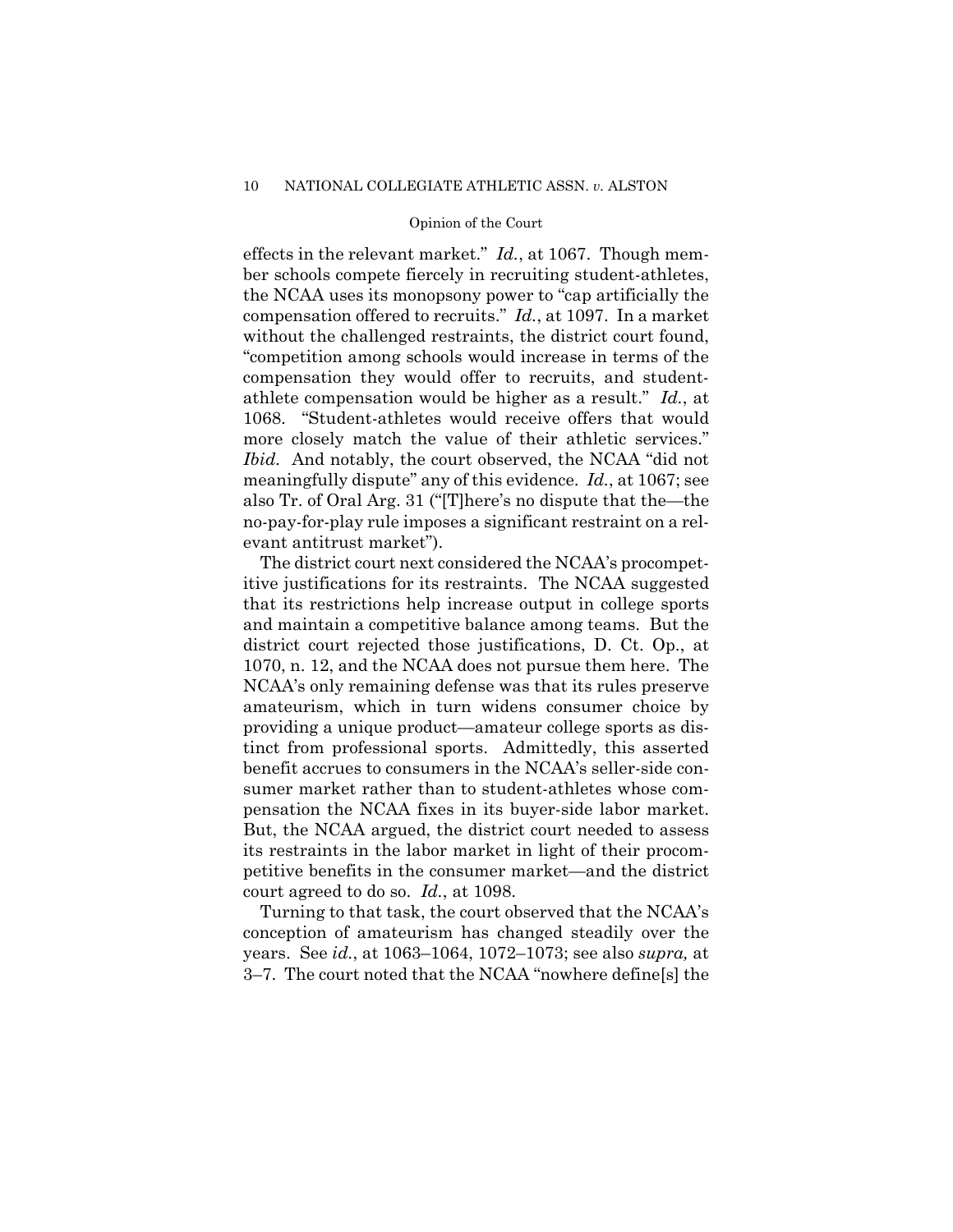effects in the relevant market." *Id.*, at 1067. Though member schools compete fiercely in recruiting student-athletes, the NCAA uses its monopsony power to "cap artificially the compensation offered to recruits." *Id.*, at 1097. In a market without the challenged restraints, the district court found, "competition among schools would increase in terms of the compensation they would offer to recruits, and student-athlete compensation would be higher as a result." *Id.*, at 1068. "Student-athletes would receive offers that would more closely match the value of their athletic services." *Ibid.* And notably, the court observed, the NCAA "did not meaningfully dispute" any of this evidence. *Id.*, at 1067; see also Tr. of Oral Arg. 31 ("[T]here's no dispute that the—the no-pay-for-play rule imposes a significant restraint on a relevant antitrust market").

The district court next considered the NCAA's procompetitive justifications for its restraints. The NCAA suggested that its restrictions help increase output in college sports and maintain a competitive balance among teams. But the district court rejected those justifications, D. Ct. Op., at 1070, n. 12, and the NCAA does not pursue them here. The NCAA's only remaining defense was that its rules preserve amateurism, which in turn widens consumer choice by providing a unique product—amateur college sports as distinct from professional sports. Admittedly, this asserted benefit accrues to consumers in the NCAA's seller-side consumer market rather than to student-athletes whose compensation the NCAA fixes in its buyer-side labor market. But, the NCAA argued, the district court needed to assess its restraints in the labor market in light of their procompetitive benefits in the consumer market—and the district court agreed to do so. *Id.*, at 1098.

Turning to that task, the court observed that the NCAA's conception of amateurism has changed steadily over the years. See *id.*, at 1063–1064, 1072–1073; see also *supra,* at 3–7. The court noted that the NCAA "nowhere define[s] the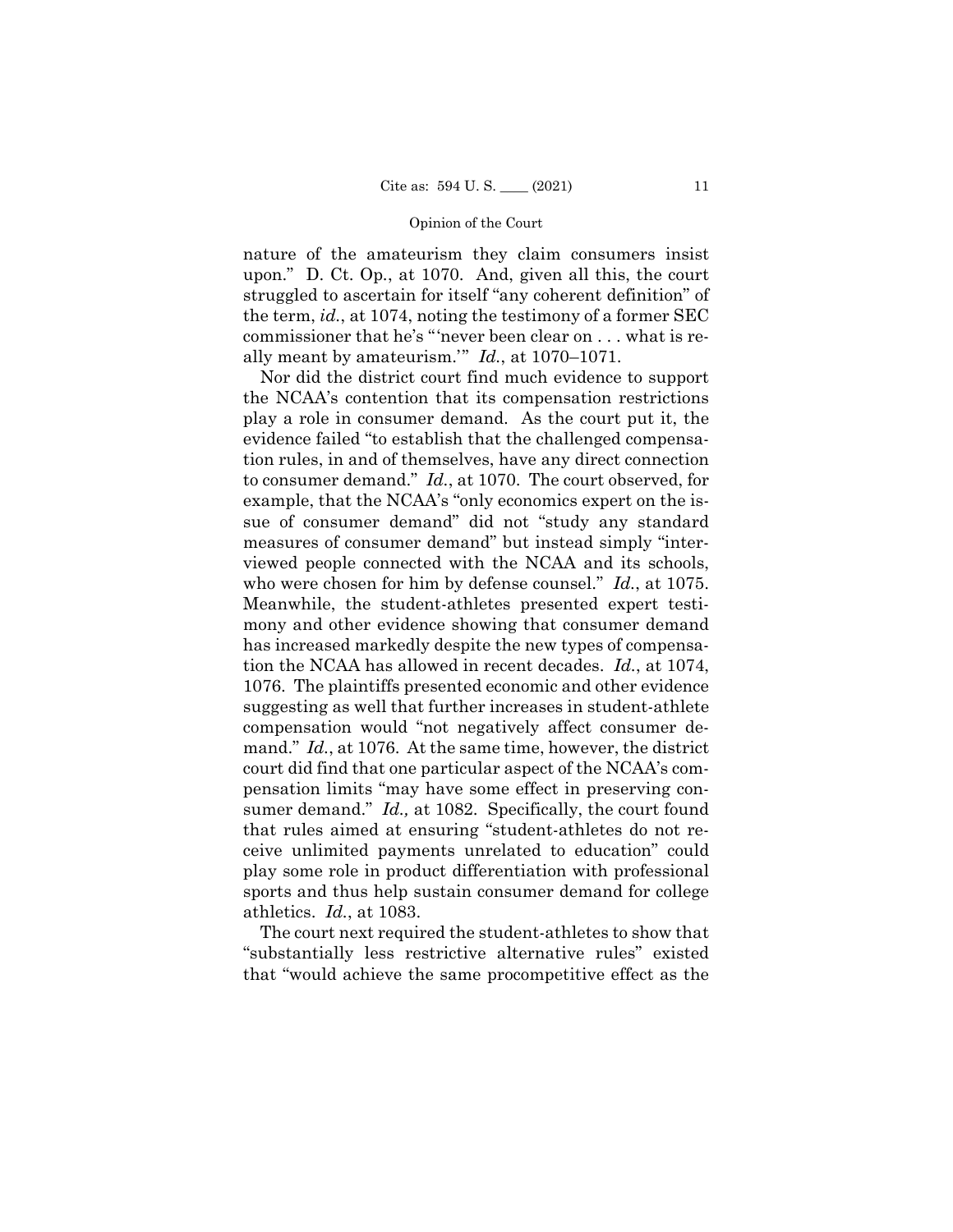nature of the amateurism they claim consumers insist upon." D. Ct. Op., at 1070. And, given all this, the court struggled to ascertain for itself "any coherent definition" of the term, *id.*, at 1074, noting the testimony of a former SEC commissioner that he's "'never been clear on . . . what is really meant by amateurism.'" *Id.*, at 1070–1071.

Nor did the district court find much evidence to support the NCAA's contention that its compensation restrictions play a role in consumer demand. As the court put it, the evidence failed "to establish that the challenged compensation rules, in and of themselves, have any direct connection to consumer demand." *Id.*, at 1070. The court observed, for example, that the NCAA's "only economics expert on the issue of consumer demand" did not "study any standard measures of consumer demand" but instead simply "interviewed people connected with the NCAA and its schools, who were chosen for him by defense counsel." *Id.*, at 1075. Meanwhile, the student-athletes presented expert testimony and other evidence showing that consumer demand has increased markedly despite the new types of compensation the NCAA has allowed in recent decades. *Id.*, at 1074, 1076. The plaintiffs presented economic and other evidence suggesting as well that further increases in student-athlete compensation would "not negatively affect consumer demand." *Id.*, at 1076. At the same time, however, the district court did find that one particular aspect of the NCAA's compensation limits "may have some effect in preserving consumer demand." *Id.,* at 1082. Specifically, the court found that rules aimed at ensuring "student-athletes do not receive unlimited payments unrelated to education" could play some role in product differentiation with professional sports and thus help sustain consumer demand for college athletics. *Id.*, at 1083.

The court next required the student-athletes to show that "substantially less restrictive alternative rules" existed that "would achieve the same procompetitive effect as the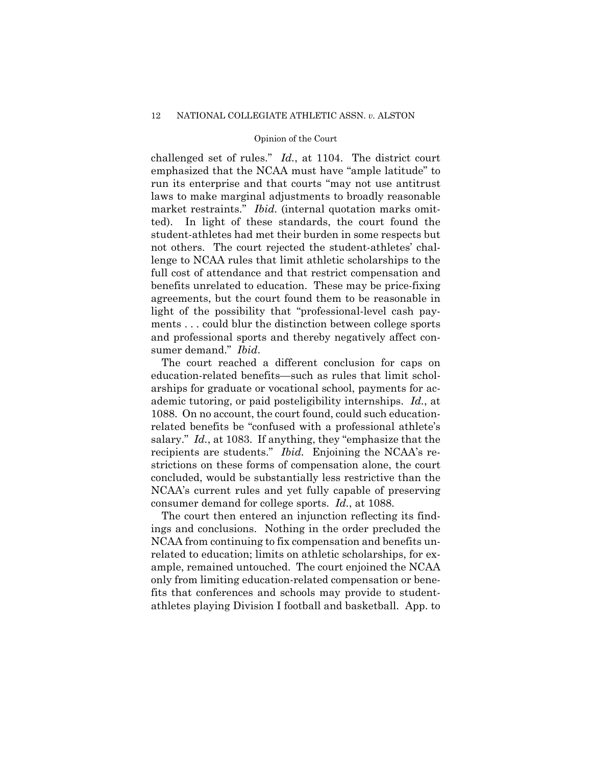challenged set of rules." *Id.*, at 1104. The district court emphasized that the NCAA must have "ample latitude" to run its enterprise and that courts "may not use antitrust laws to make marginal adjustments to broadly reasonable market restraints." *Ibid.* (internal quotation marks omitted). In light of these standards, the court found the student-athletes had met their burden in some respects but not others. The court rejected the student-athletes' challenge to NCAA rules that limit athletic scholarships to the full cost of attendance and that restrict compensation and benefits unrelated to education. These may be price-fixing agreements, but the court found them to be reasonable in light of the possibility that "professional-level cash payments . . . could blur the distinction between college sports and professional sports and thereby negatively affect consumer demand." *Ibid*.

The court reached a different conclusion for caps on education-related benefits—such as rules that limit scholarships for graduate or vocational school, payments for academic tutoring, or paid posteligibility internships. *Id.*, at 1088. On no account, the court found, could such education-related benefits be "confused with a professional athlete's salary." *Id.*, at 1083. If anything, they "emphasize that the recipients are students." *Ibid.* Enjoining the NCAA's restrictions on these forms of compensation alone, the court concluded, would be substantially less restrictive than the NCAA's current rules and yet fully capable of preserving consumer demand for college sports. *Id.*, at 1088.

The court then entered an injunction reflecting its findings and conclusions. Nothing in the order precluded the NCAA from continuing to fix compensation and benefits unrelated to education; limits on athletic scholarships, for example, remained untouched. The court enjoined the NCAA only from limiting education-related compensation or benefits that conferences and schools may provide to student-athletes playing Division I football and basketball. App. to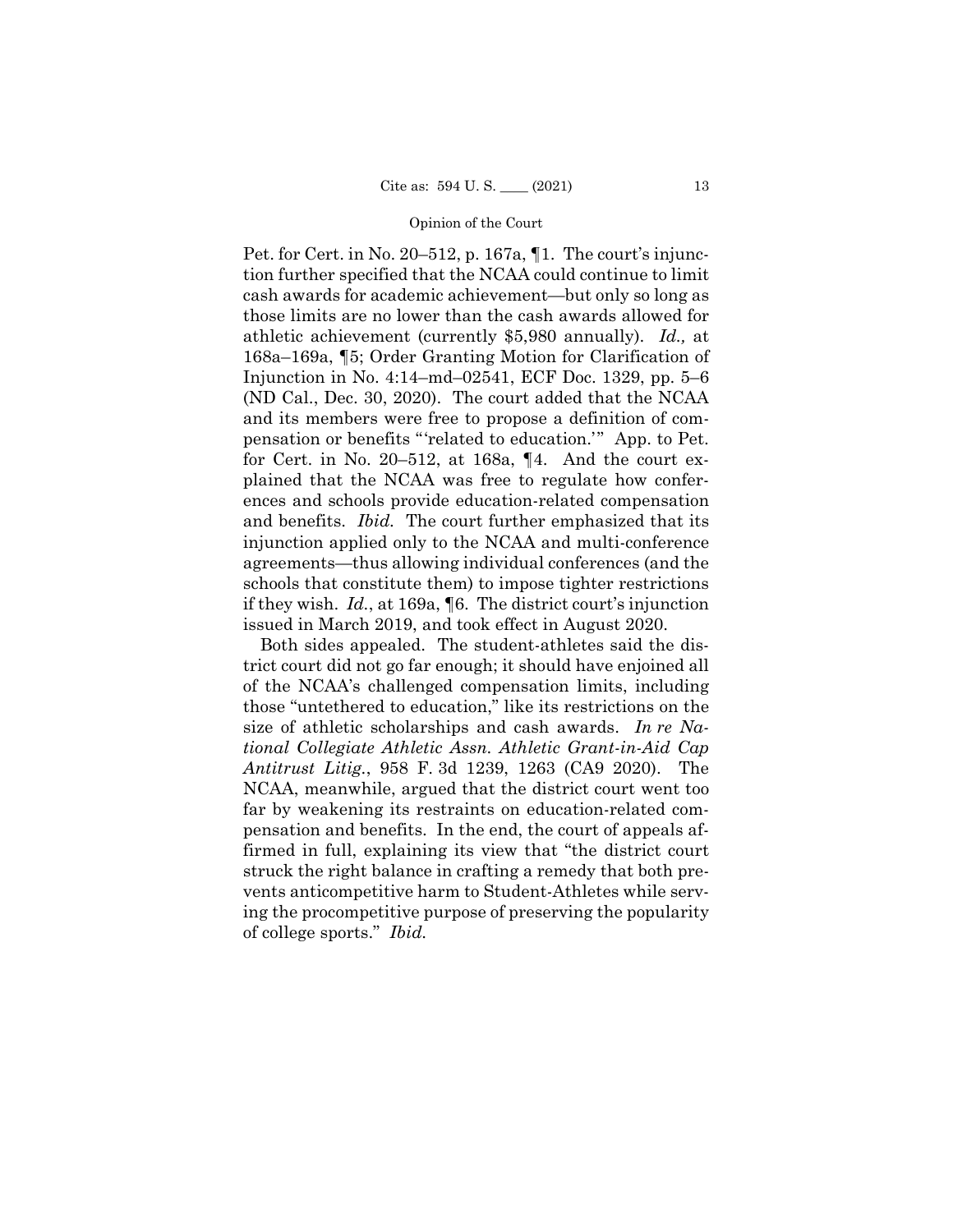Pet. for Cert. in No. 20–512, p. 167a, ¶1. The court's injunction further specified that the NCAA could continue to limit cash awards for academic achievement—but only so long as those limits are no lower than the cash awards allowed for athletic achievement (currently $5,980 annually). *Id.,* at 168a–169a, ¶5; Order Granting Motion for Clarification of Injunction in No. 4:14–md–02541, ECF Doc. 1329, pp. 5–6 (ND Cal., Dec. 30, 2020). The court added that the NCAA and its members were free to propose a definition of compensation or benefits "'related to education.'" App. to Pet. for Cert. in No. 20–512, at 168a, ¶4. And the court explained that the NCAA was free to regulate how conferences and schools provide education-related compensation and benefits. *Ibid.* The court further emphasized that its injunction applied only to the NCAA and multi-conference agreements—thus allowing individual conferences (and the schools that constitute them) to impose tighter restrictions if they wish. *Id.*, at 169a, ¶6. The district court's injunction issued in March 2019, and took effect in August 2020.

Both sides appealed. The student-athletes said the district court did not go far enough; it should have enjoined all of the NCAA's challenged compensation limits, including those "untethered to education," like its restrictions on the size of athletic scholarships and cash awards. *In re National Collegiate Athletic Assn. Athletic Grant-in-Aid Cap Antitrust Litig.*, 958 F. 3d 1239, 1263 (CA9 2020). The NCAA, meanwhile, argued that the district court went too far by weakening its restraints on education-related compensation and benefits. In the end, the court of appeals affirmed in full, explaining its view that "the district court struck the right balance in crafting a remedy that both prevents anticompetitive harm to Student-Athletes while serving the procompetitive purpose of preserving the popularity of college sports." *Ibid.*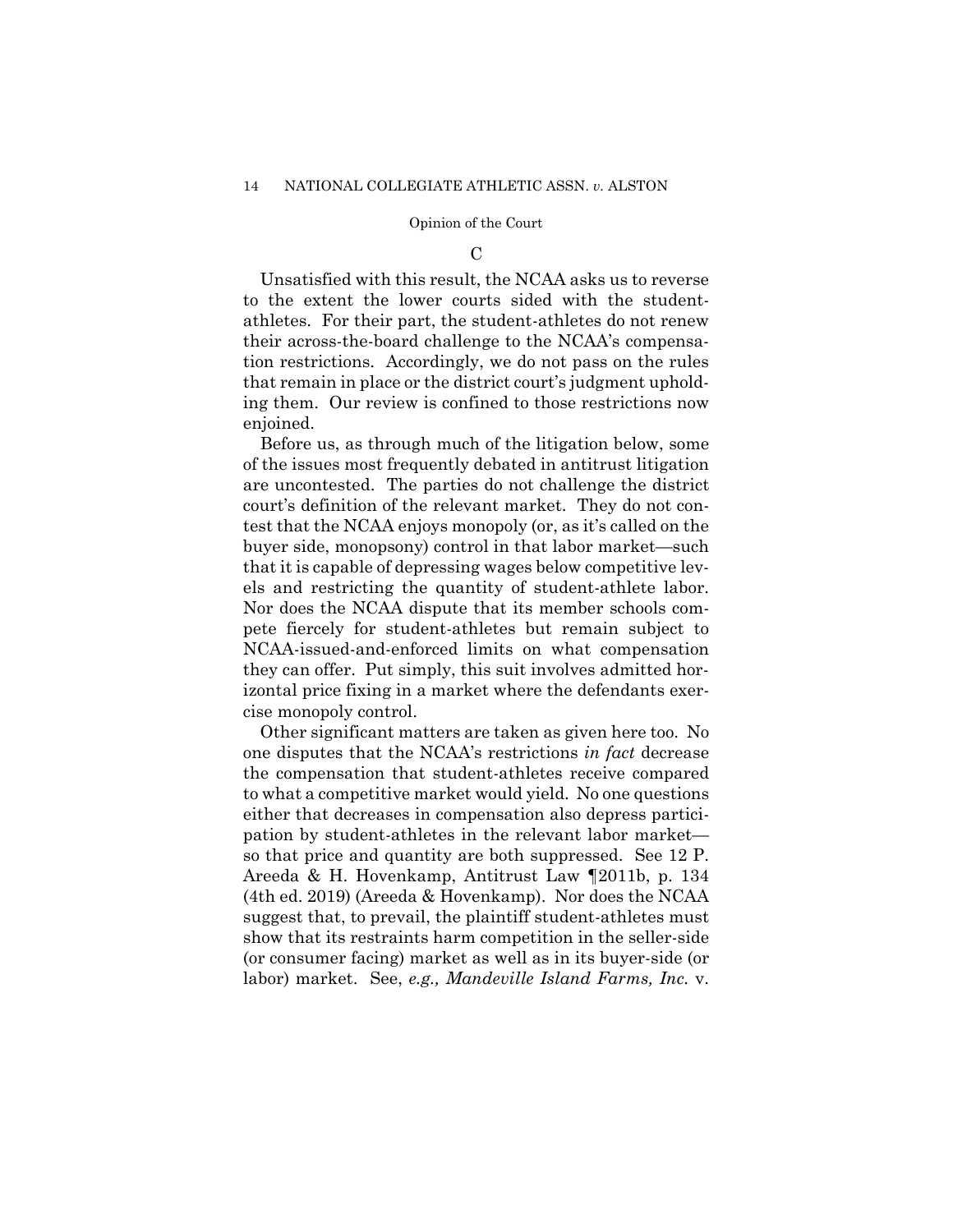### C

Unsatisfied with this result, the NCAA asks us to reverse to the extent the lower courts sided with the student-athletes. For their part, the student-athletes do not renew their across-the-board challenge to the NCAA's compensation restrictions. Accordingly, we do not pass on the rules that remain in place or the district court's judgment upholding them. Our review is confined to those restrictions now enjoined.

Before us, as through much of the litigation below, some of the issues most frequently debated in antitrust litigation are uncontested. The parties do not challenge the district court's definition of the relevant market. They do not contest that the NCAA enjoys monopoly (or, as it's called on the buyer side, monopsony) control in that labor market—such that it is capable of depressing wages below competitive levels and restricting the quantity of student-athlete labor. Nor does the NCAA dispute that its member schools compete fiercely for student-athletes but remain subject to NCAA-issued-and-enforced limits on what compensation they can offer. Put simply, this suit involves admitted horizontal price fixing in a market where the defendants exercise monopoly control.

Other significant matters are taken as given here too. No one disputes that the NCAA's restrictions *in fact* decrease the compensation that student-athletes receive compared to what a competitive market would yield. No one questions either that decreases in compensation also depress participation by student-athletes in the relevant labor market—so that price and quantity are both suppressed. See 12 P. Areeda & H. Hovenkamp, Antitrust Law ¶2011b, p. 134 (4th ed. 2019) (Areeda & Hovenkamp). Nor does the NCAA suggest that, to prevail, the plaintiff student-athletes must show that its restraints harm competition in the seller-side (or consumer facing) market as well as in its buyer-side (or labor) market. See, *e.g., Mandeville Island Farms, Inc.* v.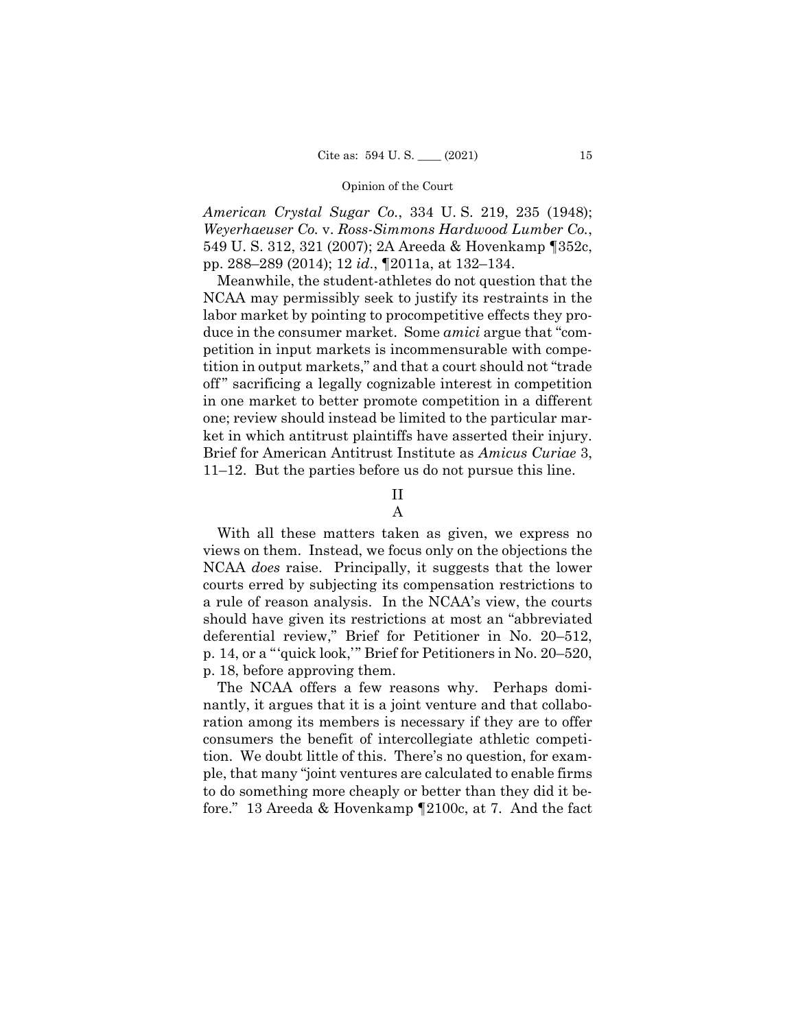*American Crystal Sugar Co.*, 334 U. S. 219, 235 (1948); *Weyerhaeuser Co.* v. *Ross-Simmons Hardwood Lumber Co.*, 549 U. S. 312, 321 (2007); 2A Areeda & Hovenkamp ¶352c, pp. 288–289 (2014); 12 *id.*, ¶2011a, at 132–134.

Meanwhile, the student-athletes do not question that the NCAA may permissibly seek to justify its restraints in the labor market by pointing to procompetitive effects they produce in the consumer market. Some *amici* argue that "competition in input markets is incommensurable with competition in output markets," and that a court should not "trade off" sacrificing a legally cognizable interest in competition in one market to better promote competition in a different one; review should instead be limited to the particular market in which antitrust plaintiffs have asserted their injury. Brief for American Antitrust Institute as *Amicus Curiae* 3, 11–12. But the parties before us do not pursue this line.

## II

### A

With all these matters taken as given, we express no views on them. Instead, we focus only on the objections the NCAA *does* raise. Principally, it suggests that the lower courts erred by subjecting its compensation restrictions to a rule of reason analysis. In the NCAA's view, the courts should have given its restrictions at most an "abbreviated deferential review," Brief for Petitioner in No. 20–512, p. 14, or a "'quick look,'" Brief for Petitioners in No. 20–520, p. 18, before approving them.

The NCAA offers a few reasons why. Perhaps dominantly, it argues that it is a joint venture and that collaboration among its members is necessary if they are to offer consumers the benefit of intercollegiate athletic competition. We doubt little of this. There's no question, for example, that many "joint ventures are calculated to enable firms to do something more cheaply or better than they did it before." 13 Areeda & Hovenkamp ¶2100c, at 7. And the fact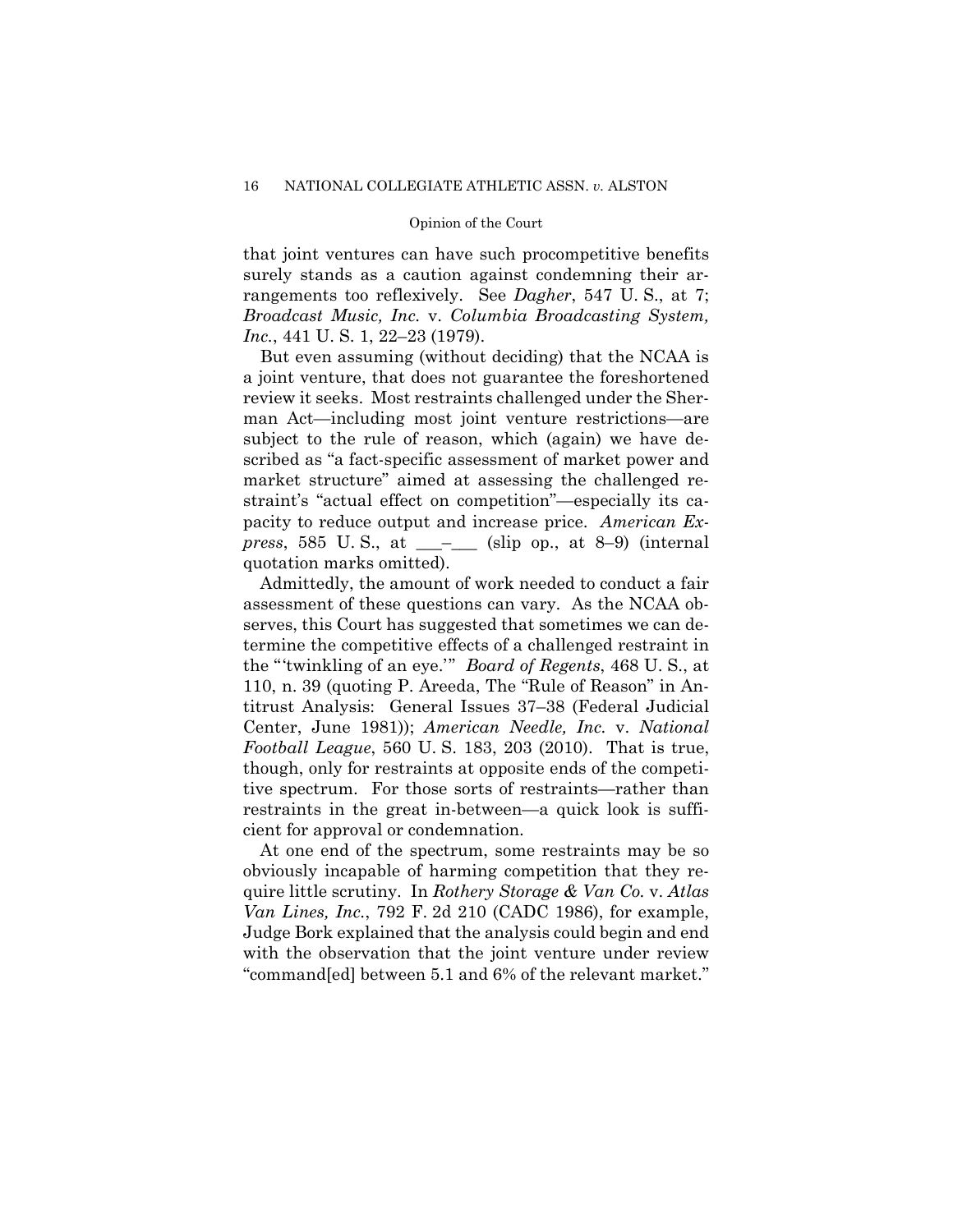that joint ventures can have such procompetitive benefits surely stands as a caution against condemning their arrangements too reflexively. See *Dagher*, 547 U. S., at 7; *Broadcast Music, Inc.* v. *Columbia Broadcasting System, Inc.*, 441 U. S. 1, 22–23 (1979).

But even assuming (without deciding) that the NCAA is a joint venture, that does not guarantee the foreshortened review it seeks. Most restraints challenged under the Sherman Act—including most joint venture restrictions—are subject to the rule of reason, which (again) we have described as "a fact-specific assessment of market power and market structure" aimed at assessing the challenged restraint's "actual effect on competition"—especially its capacity to reduce output and increase price. *American Express*, 585 U. S., at ___–___ (slip op., at 8–9) (internal quotation marks omitted).

Admittedly, the amount of work needed to conduct a fair assessment of these questions can vary. As the NCAA observes, this Court has suggested that sometimes we can determine the competitive effects of a challenged restraint in the "'twinkling of an eye.'" *Board of Regents*, 468 U. S., at 110, n. 39 (quoting P. Areeda, The "Rule of Reason" in Antitrust Analysis: General Issues 37–38 (Federal Judicial Center, June 1981)); *American Needle, Inc.* v. *National Football League*, 560 U. S. 183, 203 (2010). That is true, though, only for restraints at opposite ends of the competitive spectrum. For those sorts of restraints—rather than restraints in the great in-between—a quick look is sufficient for approval or condemnation.

At one end of the spectrum, some restraints may be so obviously incapable of harming competition that they require little scrutiny. In *Rothery Storage & Van Co.* v. *Atlas Van Lines, Inc.*, 792 F. 2d 210 (CADC 1986), for example, Judge Bork explained that the analysis could begin and end with the observation that the joint venture under review "command[ed] between 5.1 and 6% of the relevant market."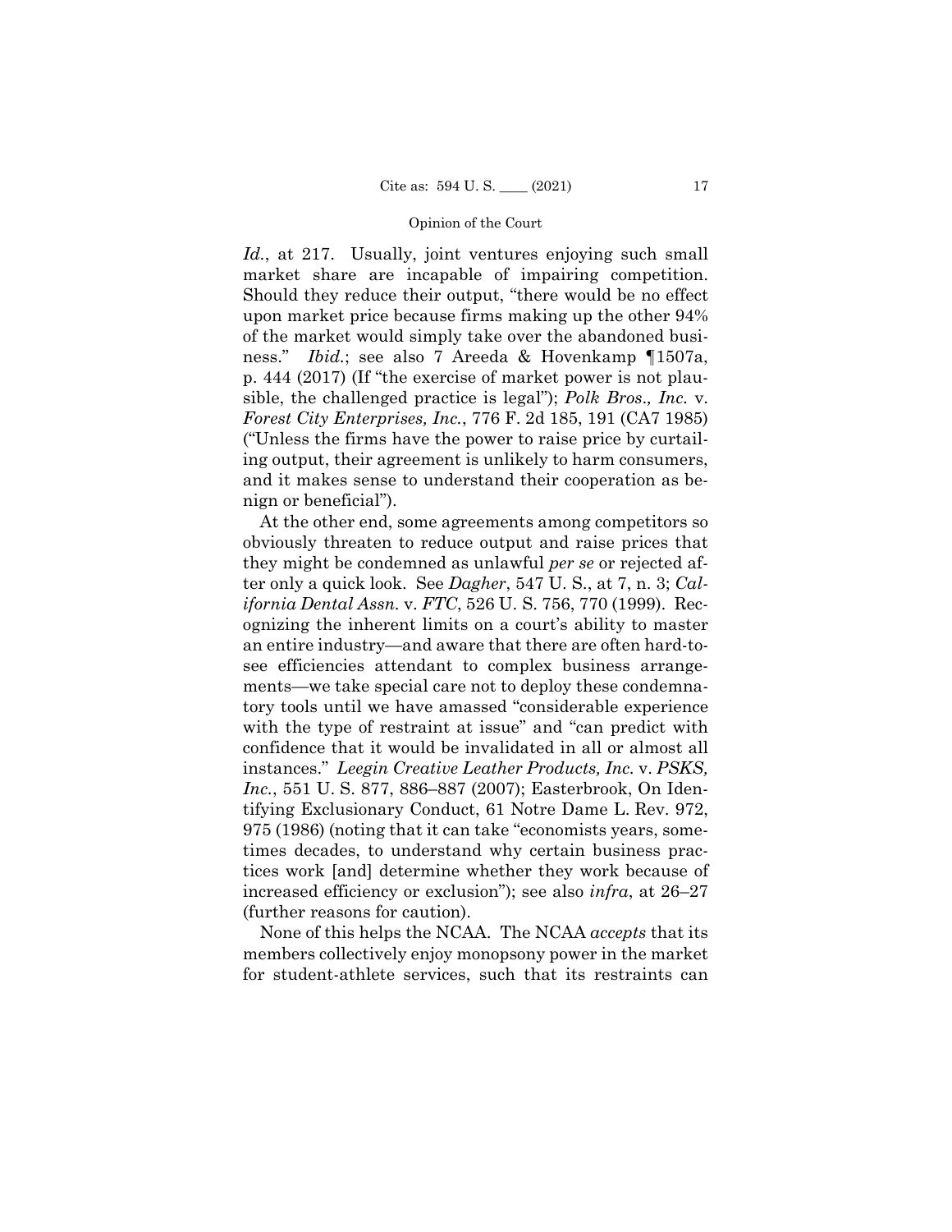*Id.*, at 217. Usually, joint ventures enjoying such small market share are incapable of impairing competition. Should they reduce their output, "there would be no effect upon market price because firms making up the other 94% of the market would simply take over the abandoned business." *Ibid.*; see also 7 Areeda & Hovenkamp ¶1507a, p. 444 (2017) (If "the exercise of market power is not plausible, the challenged practice is legal"); *Polk Bros., Inc.* v. *Forest City Enterprises, Inc.*, 776 F. 2d 185, 191 (CA7 1985) ("Unless the firms have the power to raise price by curtailing output, their agreement is unlikely to harm consumers, and it makes sense to understand their cooperation as benign or beneficial").

At the other end, some agreements among competitors so obviously threaten to reduce output and raise prices that they might be condemned as unlawful *per se* or rejected after only a quick look. See *Dagher*, 547 U. S., at 7, n. 3; *California Dental Assn.* v. *FTC*, 526 U. S. 756, 770 (1999). Recognizing the inherent limits on a court's ability to master an entire industry—and aware that there are often hard-to-see efficiencies attendant to complex business arrangements—we take special care not to deploy these condemnatory tools until we have amassed "considerable experience with the type of restraint at issue" and "can predict with confidence that it would be invalidated in all or almost all instances." *Leegin Creative Leather Products, Inc.* v. *PSKS, Inc.*, 551 U. S. 877, 886–887 (2007); Easterbrook, On Identifying Exclusionary Conduct, 61 Notre Dame L. Rev. 972, 975 (1986) (noting that it can take "economists years, sometimes decades, to understand why certain business practices work [and] determine whether they work because of increased efficiency or exclusion"); see also *infra*, at 26–27 (further reasons for caution).

None of this helps the NCAA. The NCAA *accepts* that its members collectively enjoy monopsony power in the market for student-athlete services, such that its restraints can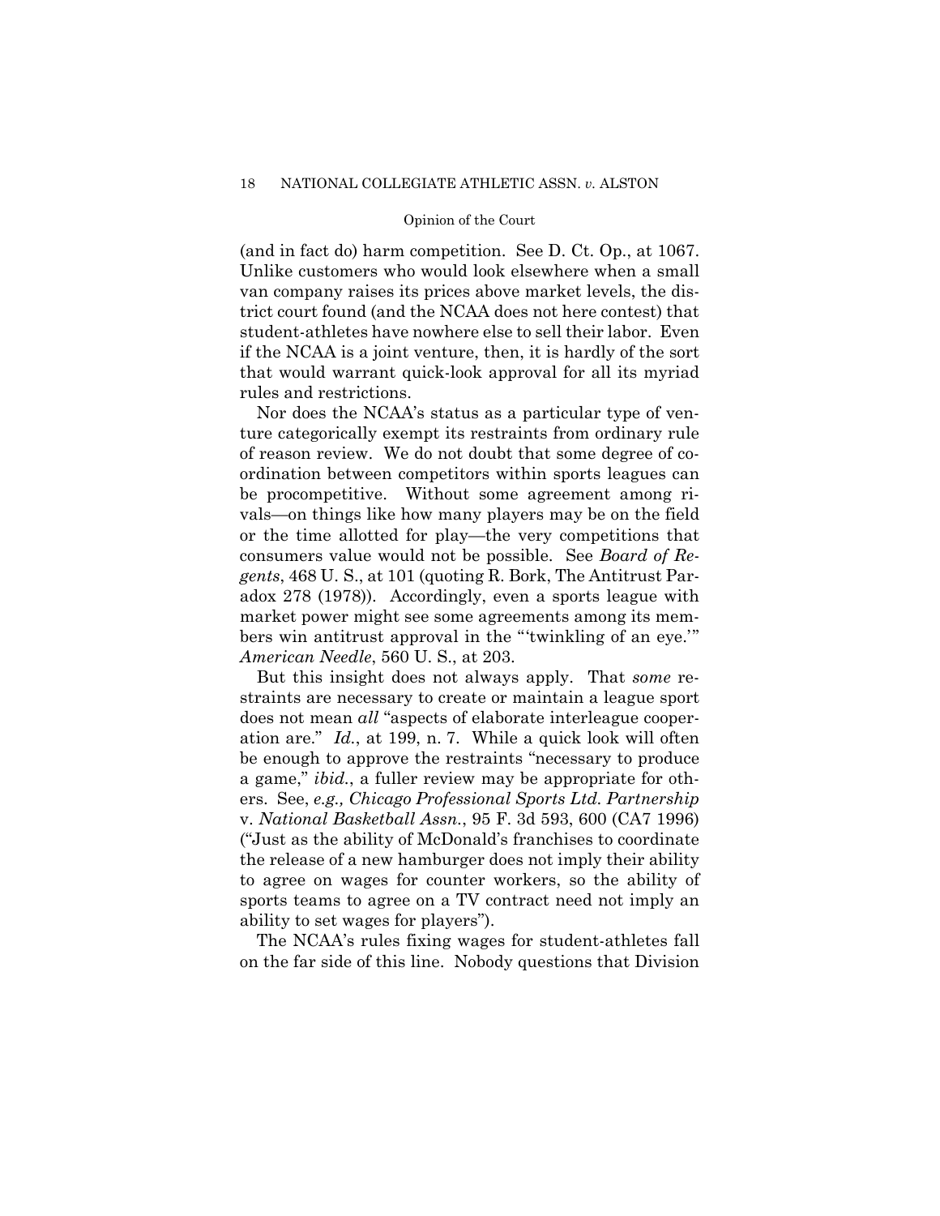(and in fact do) harm competition. See D. Ct. Op., at 1067. Unlike customers who would look elsewhere when a small van company raises its prices above market levels, the district court found (and the NCAA does not here contest) that student-athletes have nowhere else to sell their labor. Even if the NCAA is a joint venture, then, it is hardly of the sort that would warrant quick-look approval for all its myriad rules and restrictions.

Nor does the NCAA's status as a particular type of venture categorically exempt its restraints from ordinary rule of reason review. We do not doubt that some degree of coordination between competitors within sports leagues can be procompetitive. Without some agreement among rivals—on things like how many players may be on the field or the time allotted for play—the very competitions that consumers value would not be possible. See *Board of Regents*, 468 U. S., at 101 (quoting R. Bork, The Antitrust Paradox 278 (1978)). Accordingly, even a sports league with market power might see some agreements among its members win antitrust approval in the "'twinkling of an eye.'" *American Needle*, 560 U. S., at 203.

But this insight does not always apply. That *some* restraints are necessary to create or maintain a league sport does not mean *all* "aspects of elaborate interleague cooperation are." *Id.*, at 199, n. 7. While a quick look will often be enough to approve the restraints "necessary to produce a game," *ibid.*, a fuller review may be appropriate for others. See, *e.g., Chicago Professional Sports Ltd. Partnership* v. *National Basketball Assn.*, 95 F. 3d 593, 600 (CA7 1996) ("Just as the ability of McDonald's franchises to coordinate the release of a new hamburger does not imply their ability to agree on wages for counter workers, so the ability of sports teams to agree on a TV contract need not imply an ability to set wages for players").

The NCAA's rules fixing wages for student-athletes fall on the far side of this line. Nobody questions that Division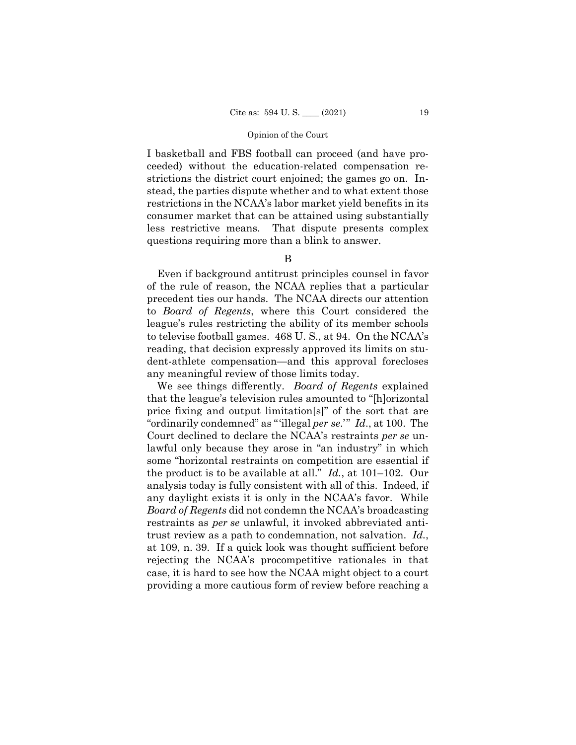I basketball and FBS football can proceed (and have proceeded) without the education-related compensation restrictions the district court enjoined; the games go on. Instead, the parties dispute whether and to what extent those restrictions in the NCAA's labor market yield benefits in its consumer market that can be attained using substantially less restrictive means. That dispute presents complex questions requiring more than a blink to answer.

## B

Even if background antitrust principles counsel in favor of the rule of reason, the NCAA replies that a particular precedent ties our hands. The NCAA directs our attention to *Board of Regents*, where this Court considered the league's rules restricting the ability of its member schools to televise football games. 468 U. S., at 94. On the NCAA's reading, that decision expressly approved its limits on student-athlete compensation—and this approval forecloses any meaningful review of those limits today.

We see things differently. *Board of Regents* explained that the league's television rules amounted to "[h]orizontal price fixing and output limitation[s]" of the sort that are "ordinarily condemned" as "'illegal *per se*.'" *Id*., at 100. The Court declined to declare the NCAA's restraints *per se* unlawful only because they arose in "an industry" in which some "horizontal restraints on competition are essential if the product is to be available at all." *Id.*, at 101–102. Our analysis today is fully consistent with all of this. Indeed, if any daylight exists it is only in the NCAA's favor. While *Board of Regents* did not condemn the NCAA's broadcasting restraints as *per se* unlawful, it invoked abbreviated antitrust review as a path to condemnation, not salvation. *Id.*, at 109, n. 39. If a quick look was thought sufficient before rejecting the NCAA's procompetitive rationales in that case, it is hard to see how the NCAA might object to a court providing a more cautious form of review before reaching a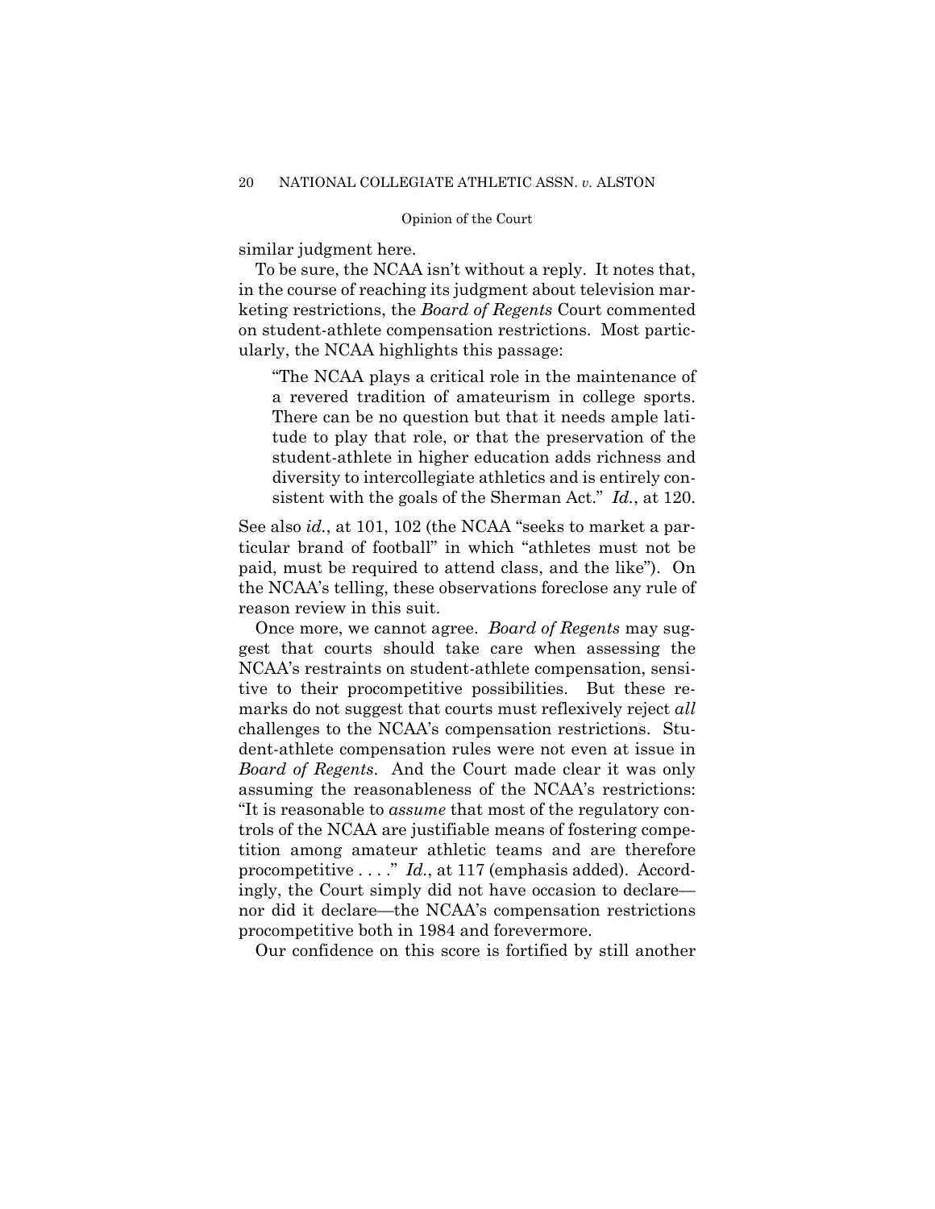similar judgment here.

To be sure, the NCAA isn't without a reply. It notes that, in the course of reaching its judgment about television marketing restrictions, the *Board of Regents* Court commented on student-athlete compensation restrictions. Most particularly, the NCAA highlights this passage:

> "The NCAA plays a critical role in the maintenance of a revered tradition of amateurism in college sports. There can be no question but that it needs ample latitude to play that role, or that the preservation of the student-athlete in higher education adds richness and diversity to intercollegiate athletics and is entirely consistent with the goals of the Sherman Act." *Id.*, at 120.

See also *id.*, at 101, 102 (the NCAA "seeks to market a particular brand of football" in which "athletes must not be paid, must be required to attend class, and the like"). On the NCAA's telling, these observations foreclose any rule of reason review in this suit.

Once more, we cannot agree. *Board of Regents* may suggest that courts should take care when assessing the NCAA's restraints on student-athlete compensation, sensitive to their procompetitive possibilities. But these remarks do not suggest that courts must reflexively reject *all* challenges to the NCAA's compensation restrictions. Student-athlete compensation rules were not even at issue in *Board of Regents*. And the Court made clear it was only assuming the reasonableness of the NCAA's restrictions: "It is reasonable to *assume* that most of the regulatory controls of the NCAA are justifiable means of fostering competition among amateur athletic teams and are therefore procompetitive . . . ." *Id.*, at 117 (emphasis added). Accordingly, the Court simply did not have occasion to declare—nor did it declare—the NCAA's compensation restrictions procompetitive both in 1984 and forevermore.

Our confidence on this score is fortified by still another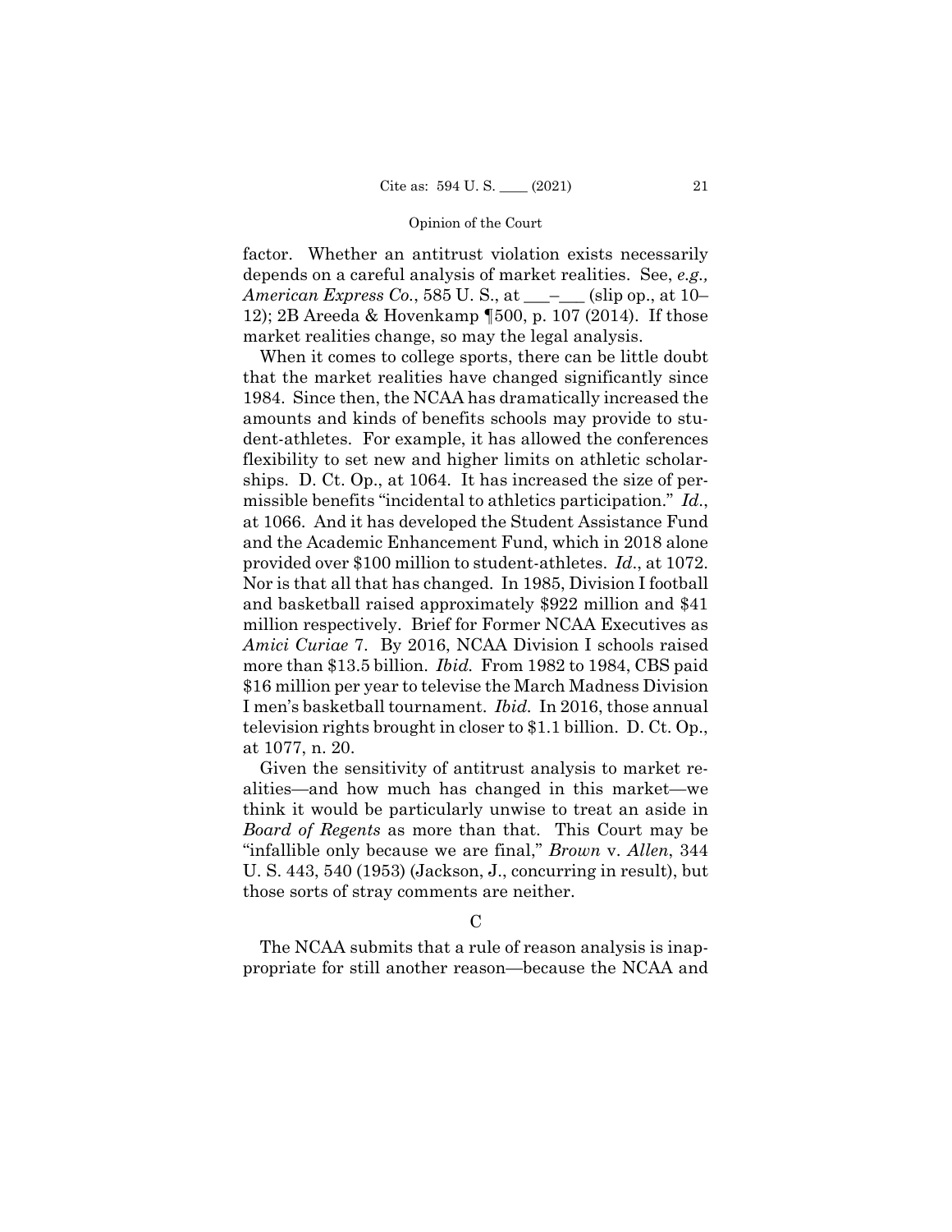factor. Whether an antitrust violation exists necessarily depends on a careful analysis of market realities. See, *e.g., American Express Co.*, 585 U. S., at \_\_\_–\_\_\_ (slip op., at 10–12); 2B Areeda & Hovenkamp ¶500, p. 107 (2014). If those market realities change, so may the legal analysis.

When it comes to college sports, there can be little doubt that the market realities have changed significantly since 1984. Since then, the NCAA has dramatically increased the amounts and kinds of benefits schools may provide to student-athletes. For example, it has allowed the conferences flexibility to set new and higher limits on athletic scholarships. D. Ct. Op., at 1064. It has increased the size of permissible benefits "incidental to athletics participation." *Id.*, at 1066. And it has developed the Student Assistance Fund and the Academic Enhancement Fund, which in 2018 alone provided over $100 million to student-athletes. *Id.*, at 1072. Nor is that all that has changed. In 1985, Division I football and basketball raised approximately $922 million and $41 million respectively. Brief for Former NCAA Executives as *Amici Curiae* 7. By 2016, NCAA Division I schools raised more than $13.5 billion. *Ibid.* From 1982 to 1984, CBS paid $16 million per year to televise the March Madness Division I men's basketball tournament. *Ibid.* In 2016, those annual television rights brought in closer to $1.1 billion. D. Ct. Op., at 1077, n. 20.

Given the sensitivity of antitrust analysis to market realities—and how much has changed in this market—we think it would be particularly unwise to treat an aside in *Board of Regents* as more than that. This Court may be "infallible only because we are final," *Brown* v. *Allen*, 344 U. S. 443, 540 (1953) (Jackson, J., concurring in result), but those sorts of stray comments are neither.

C

The NCAA submits that a rule of reason analysis is inappropriate for still another reason—because the NCAA and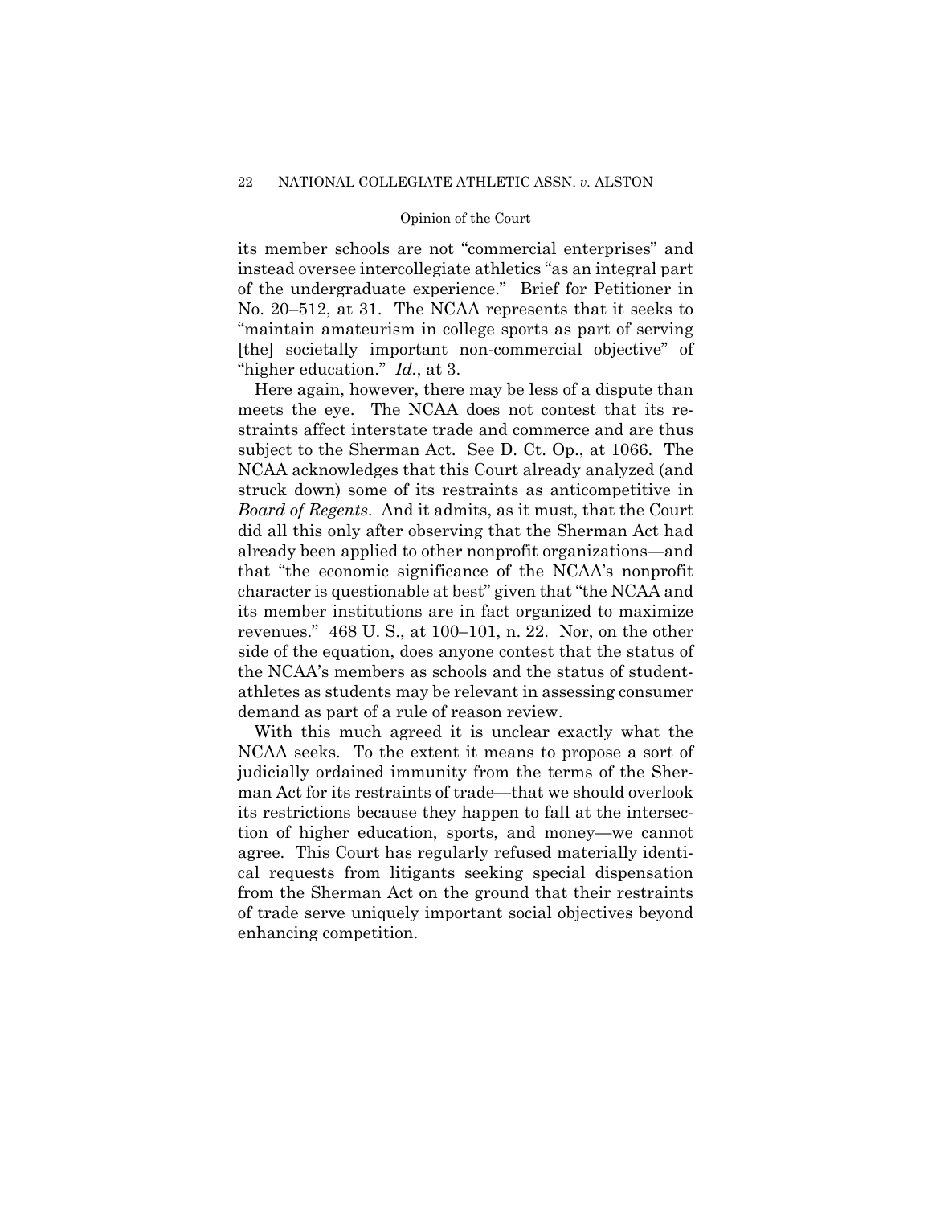its member schools are not "commercial enterprises" and instead oversee intercollegiate athletics "as an integral part of the undergraduate experience." Brief for Petitioner in No. 20–512, at 31. The NCAA represents that it seeks to "maintain amateurism in college sports as part of serving [the] societally important non-commercial objective" of "higher education." *Id.*, at 3.

Here again, however, there may be less of a dispute than meets the eye. The NCAA does not contest that its restraints affect interstate trade and commerce and are thus subject to the Sherman Act. See D. Ct. Op., at 1066. The NCAA acknowledges that this Court already analyzed (and struck down) some of its restraints as anticompetitive in *Board of Regents*. And it admits, as it must, that the Court did all this only after observing that the Sherman Act had already been applied to other nonprofit organizations—and that "the economic significance of the NCAA's nonprofit character is questionable at best" given that "the NCAA and its member institutions are in fact organized to maximize revenues." 468 U. S., at 100–101, n. 22. Nor, on the other side of the equation, does anyone contest that the status of the NCAA's members as schools and the status of student-athletes as students may be relevant in assessing consumer demand as part of a rule of reason review.

With this much agreed it is unclear exactly what the NCAA seeks. To the extent it means to propose a sort of judicially ordained immunity from the terms of the Sherman Act for its restraints of trade—that we should overlook its restrictions because they happen to fall at the intersection of higher education, sports, and money—we cannot agree. This Court has regularly refused materially identical requests from litigants seeking special dispensation from the Sherman Act on the ground that their restraints of trade serve uniquely important social objectives beyond enhancing competition.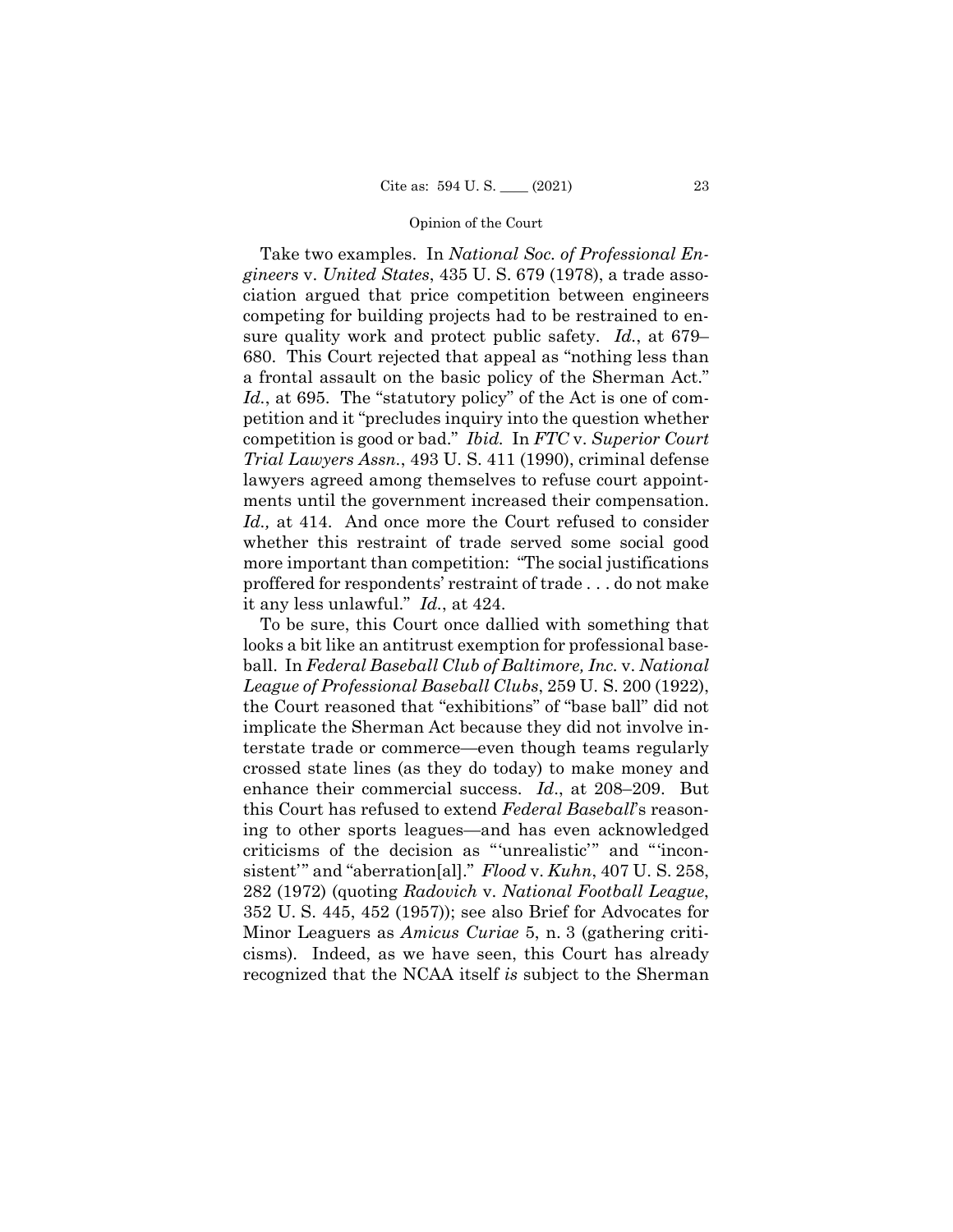Take two examples. In *National Soc. of Professional Engineers* v. *United States*, 435 U. S. 679 (1978), a trade association argued that price competition between engineers competing for building projects had to be restrained to ensure quality work and protect public safety. *Id.*, at 679–680. This Court rejected that appeal as "nothing less than a frontal assault on the basic policy of the Sherman Act." *Id.*, at 695. The "statutory policy" of the Act is one of competition and it "precludes inquiry into the question whether competition is good or bad." *Ibid.* In *FTC* v. *Superior Court Trial Lawyers Assn.*, 493 U. S. 411 (1990), criminal defense lawyers agreed among themselves to refuse court appointments until the government increased their compensation. *Id.,* at 414. And once more the Court refused to consider whether this restraint of trade served some social good more important than competition: "The social justifications proffered for respondents' restraint of trade . . . do not make it any less unlawful." *Id.*, at 424.

To be sure, this Court once dallied with something that looks a bit like an antitrust exemption for professional baseball. In *Federal Baseball Club of Baltimore, Inc.* v. *National League of Professional Baseball Clubs*, 259 U. S. 200 (1922), the Court reasoned that "exhibitions" of "base ball" did not implicate the Sherman Act because they did not involve interstate trade or commerce—even though teams regularly crossed state lines (as they do today) to make money and enhance their commercial success. *Id*., at 208–209. But this Court has refused to extend *Federal Baseball*'s reasoning to other sports leagues—and has even acknowledged criticisms of the decision as "'unrealistic'" and "'inconsistent'" and "aberration[al]." *Flood* v. *Kuhn*, 407 U. S. 258, 282 (1972) (quoting *Radovich* v. *National Football League*, 352 U. S. 445, 452 (1957)); see also Brief for Advocates for Minor Leaguers as *Amicus Curiae* 5, n. 3 (gathering criticisms). Indeed, as we have seen, this Court has already recognized that the NCAA itself *is* subject to the Sherman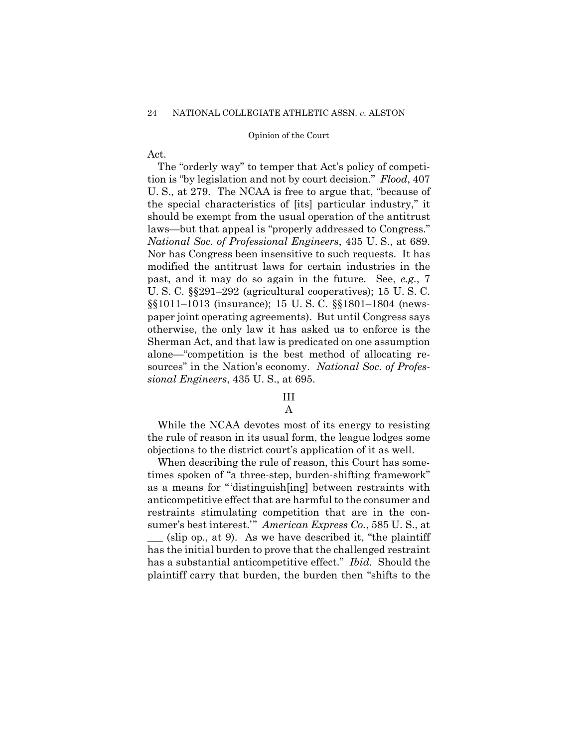Act.

The "orderly way" to temper that Act's policy of competition is "by legislation and not by court decision." *Flood*, 407 U. S., at 279. The NCAA is free to argue that, "because of the special characteristics of [its] particular industry," it should be exempt from the usual operation of the antitrust laws—but that appeal is "properly addressed to Congress." *National Soc. of Professional Engineers*, 435 U. S., at 689. Nor has Congress been insensitive to such requests. It has modified the antitrust laws for certain industries in the past, and it may do so again in the future. See, *e.g.*, 7 U. S. C. §§291–292 (agricultural cooperatives); 15 U. S. C. §§1011–1013 (insurance); 15 U. S. C. §§1801–1804 (newspaper joint operating agreements). But until Congress says otherwise, the only law it has asked us to enforce is the Sherman Act, and that law is predicated on one assumption alone—"competition is the best method of allocating resources" in the Nation's economy. *National Soc. of Professional Engineers*, 435 U. S., at 695.

## III

### A

While the NCAA devotes most of its energy to resisting the rule of reason in its usual form, the league lodges some objections to the district court's application of it as well.

When describing the rule of reason, this Court has sometimes spoken of "a three-step, burden-shifting framework" as a means for "'distinguish[ing] between restraints with anticompetitive effect that are harmful to the consumer and restraints stimulating competition that are in the consumer's best interest.'" *American Express Co.*, 585 U. S., at ___ (slip op., at 9). As we have described it, "the plaintiff has the initial burden to prove that the challenged restraint has a substantial anticompetitive effect." *Ibid.* Should the plaintiff carry that burden, the burden then "shifts to the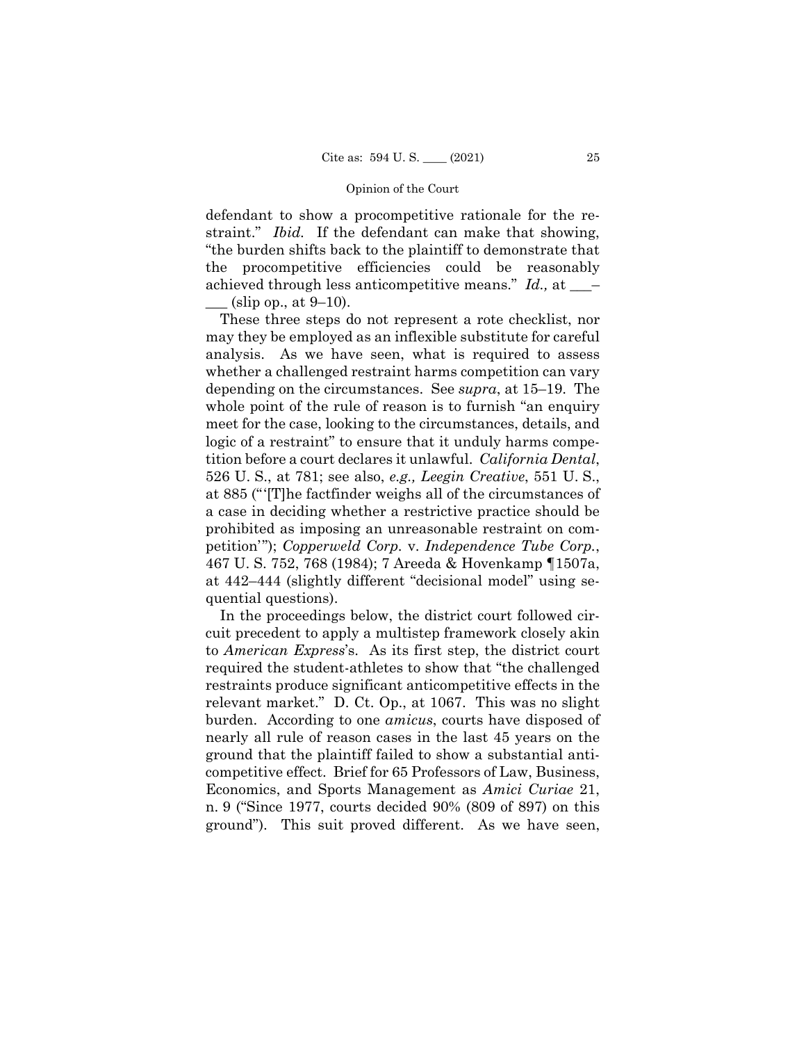defendant to show a procompetitive rationale for the restraint." *Ibid.* If the defendant can make that showing, "the burden shifts back to the plaintiff to demonstrate that the procompetitive efficiencies could be reasonably achieved through less anticompetitive means." *Id.,* at ___–___ (slip op., at 9–10).

These three steps do not represent a rote checklist, nor may they be employed as an inflexible substitute for careful analysis. As we have seen, what is required to assess whether a challenged restraint harms competition can vary depending on the circumstances. See *supra*, at 15–19. The whole point of the rule of reason is to furnish "an enquiry meet for the case, looking to the circumstances, details, and logic of a restraint" to ensure that it unduly harms competition before a court declares it unlawful. *California Dental*, 526 U. S., at 781; see also, *e.g., Leegin Creative*, 551 U. S., at 885 ("'[T]he factfinder weighs all of the circumstances of a case in deciding whether a restrictive practice should be prohibited as imposing an unreasonable restraint on competition'"); *Copperweld Corp.* v. *Independence Tube Corp.*, 467 U. S. 752, 768 (1984); 7 Areeda & Hovenkamp ¶1507a, at 442–444 (slightly different "decisional model" using sequential questions).

In the proceedings below, the district court followed circuit precedent to apply a multistep framework closely akin to *American Express*'s. As its first step, the district court required the student-athletes to show that "the challenged restraints produce significant anticompetitive effects in the relevant market." D. Ct. Op., at 1067. This was no slight burden. According to one *amicus*, courts have disposed of nearly all rule of reason cases in the last 45 years on the ground that the plaintiff failed to show a substantial anticompetitive effect. Brief for 65 Professors of Law, Business, Economics, and Sports Management as *Amici Curiae* 21, n. 9 ("Since 1977, courts decided 90% (809 of 897) on this ground"). This suit proved different. As we have seen,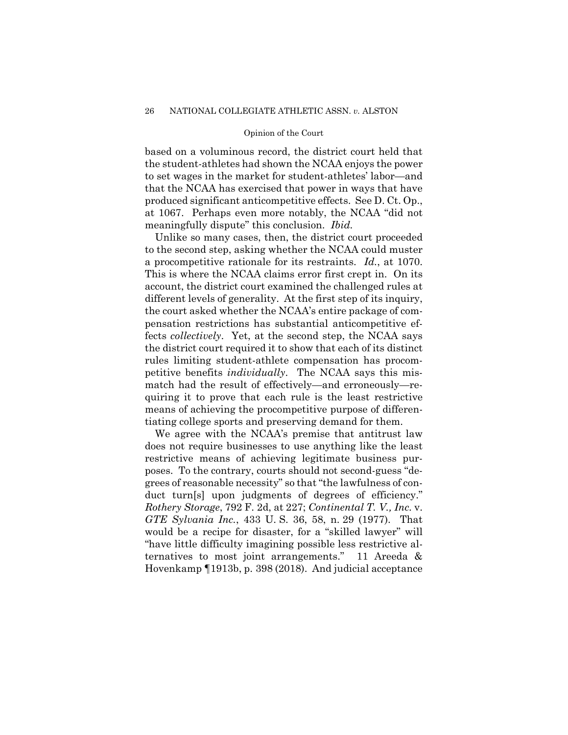based on a voluminous record, the district court held that the student-athletes had shown the NCAA enjoys the power to set wages in the market for student-athletes' labor—and that the NCAA has exercised that power in ways that have produced significant anticompetitive effects. See D. Ct. Op., at 1067. Perhaps even more notably, the NCAA "did not meaningfully dispute" this conclusion. *Ibid.*

Unlike so many cases, then, the district court proceeded to the second step, asking whether the NCAA could muster a procompetitive rationale for its restraints. *Id.*, at 1070. This is where the NCAA claims error first crept in. On its account, the district court examined the challenged rules at different levels of generality. At the first step of its inquiry, the court asked whether the NCAA's entire package of compensation restrictions has substantial anticompetitive effects *collectively*. Yet, at the second step, the NCAA says the district court required it to show that each of its distinct rules limiting student-athlete compensation has procompetitive benefits *individually*. The NCAA says this mismatch had the result of effectively—and erroneously—requiring it to prove that each rule is the least restrictive means of achieving the procompetitive purpose of differentiating college sports and preserving demand for them.

We agree with the NCAA's premise that antitrust law does not require businesses to use anything like the least restrictive means of achieving legitimate business purposes. To the contrary, courts should not second-guess "degrees of reasonable necessity" so that "the lawfulness of conduct turn[s] upon judgments of degrees of efficiency." *Rothery Storage*, 792 F. 2d, at 227; *Continental T. V., Inc.* v. *GTE Sylvania Inc.*, 433 U. S. 36, 58, n. 29 (1977). That would be a recipe for disaster, for a "skilled lawyer" will "have little difficulty imagining possible less restrictive alternatives to most joint arrangements." 11 Areeda & Hovenkamp ¶1913b, p. 398 (2018). And judicial acceptance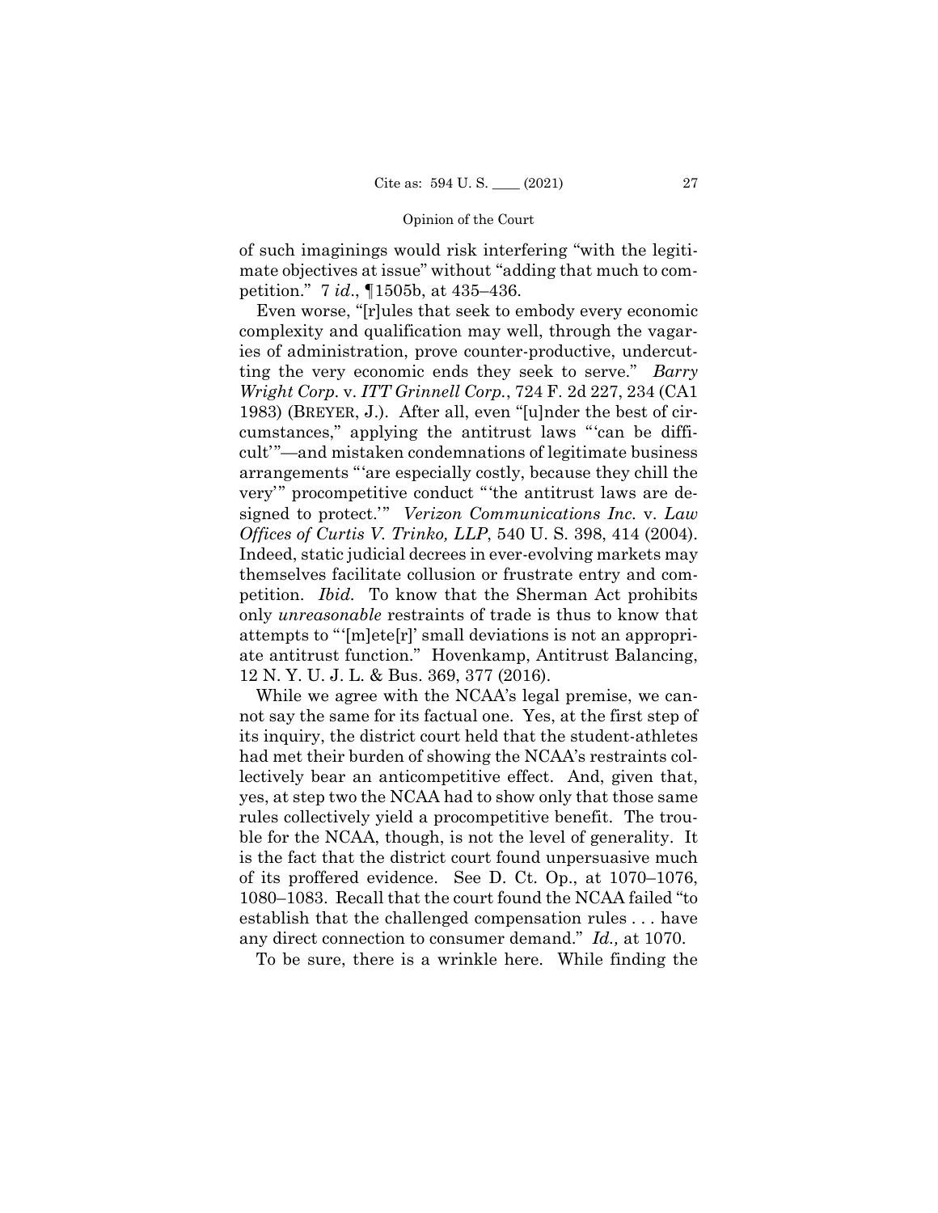of such imaginings would risk interfering "with the legitimate objectives at issue" without "adding that much to competition." 7 *id*., ¶1505b, at 435–436.

Even worse, "[r]ules that seek to embody every economic complexity and qualification may well, through the vagaries of administration, prove counter-productive, undercutting the very economic ends they seek to serve." *Barry Wright Corp.* v. *ITT Grinnell Corp.*, 724 F. 2d 227, 234 (CA1 1983) (BREYER, J.). After all, even "[u]nder the best of circumstances," applying the antitrust laws "'can be difficult'"—and mistaken condemnations of legitimate business arrangements "'are especially costly, because they chill the very'" procompetitive conduct "'the antitrust laws are designed to protect.'" *Verizon Communications Inc.* v. *Law Offices of Curtis V. Trinko, LLP*, 540 U. S. 398, 414 (2004). Indeed, static judicial decrees in ever-evolving markets may themselves facilitate collusion or frustrate entry and competition. *Ibid.* To know that the Sherman Act prohibits only *unreasonable* restraints of trade is thus to know that attempts to "'[m]ete[r]' small deviations is not an appropriate antitrust function." Hovenkamp, Antitrust Balancing, 12 N. Y. U. J. L. & Bus. 369, 377 (2016).

While we agree with the NCAA's legal premise, we cannot say the same for its factual one. Yes, at the first step of its inquiry, the district court held that the student-athletes had met their burden of showing the NCAA's restraints collectively bear an anticompetitive effect. And, given that, yes, at step two the NCAA had to show only that those same rules collectively yield a procompetitive benefit. The trouble for the NCAA, though, is not the level of generality. It is the fact that the district court found unpersuasive much of its proffered evidence. See D. Ct. Op., at 1070–1076, 1080–1083. Recall that the court found the NCAA failed "to establish that the challenged compensation rules . . . have any direct connection to consumer demand." *Id.,* at 1070.

To be sure, there is a wrinkle here. While finding the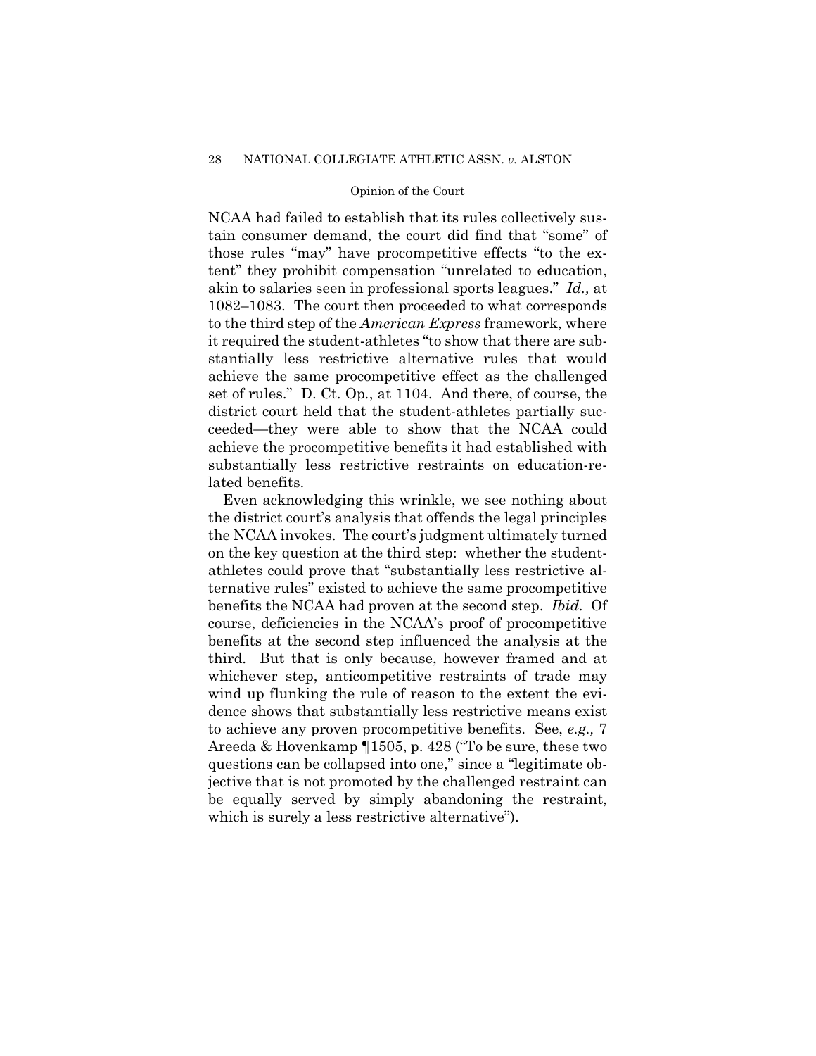NCAA had failed to establish that its rules collectively sustain consumer demand, the court did find that "some" of those rules "may" have procompetitive effects "to the extent" they prohibit compensation "unrelated to education, akin to salaries seen in professional sports leagues." *Id.,* at 1082–1083. The court then proceeded to what corresponds to the third step of the *American Express* framework, where it required the student-athletes "to show that there are substantially less restrictive alternative rules that would achieve the same procompetitive effect as the challenged set of rules." D. Ct. Op., at 1104. And there, of course, the district court held that the student-athletes partially succeeded—they were able to show that the NCAA could achieve the procompetitive benefits it had established with substantially less restrictive restraints on education-related benefits.

Even acknowledging this wrinkle, we see nothing about the district court's analysis that offends the legal principles the NCAA invokes. The court's judgment ultimately turned on the key question at the third step: whether the student-athletes could prove that "substantially less restrictive alternative rules" existed to achieve the same procompetitive benefits the NCAA had proven at the second step. *Ibid.* Of course, deficiencies in the NCAA's proof of procompetitive benefits at the second step influenced the analysis at the third. But that is only because, however framed and at whichever step, anticompetitive restraints of trade may wind up flunking the rule of reason to the extent the evidence shows that substantially less restrictive means exist to achieve any proven procompetitive benefits. See, *e.g.,* 7 Areeda & Hovenkamp ¶1505, p. 428 ("To be sure, these two questions can be collapsed into one," since a "legitimate objective that is not promoted by the challenged restraint can be equally served by simply abandoning the restraint, which is surely a less restrictive alternative").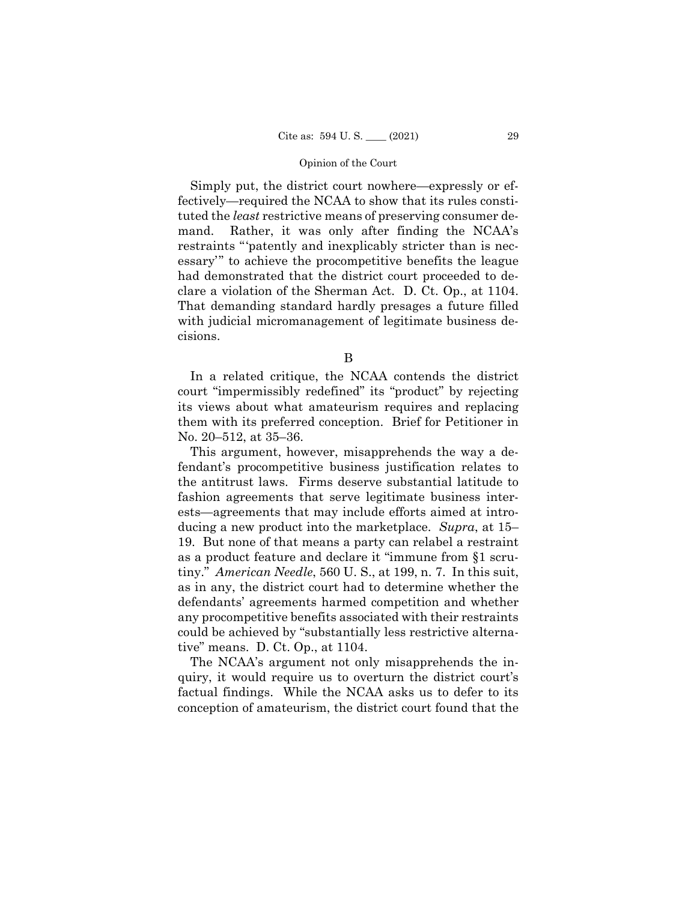Simply put, the district court nowhere—expressly or effectively—required the NCAA to show that its rules constituted the *least* restrictive means of preserving consumer demand. Rather, it was only after finding the NCAA's restraints "'patently and inexplicably stricter than is necessary'" to achieve the procompetitive benefits the league had demonstrated that the district court proceeded to declare a violation of the Sherman Act. D. Ct. Op., at 1104. That demanding standard hardly presages a future filled with judicial micromanagement of legitimate business decisions.

B

In a related critique, the NCAA contends the district court "impermissibly redefined" its "product" by rejecting its views about what amateurism requires and replacing them with its preferred conception. Brief for Petitioner in No. 20–512, at 35–36.

This argument, however, misapprehends the way a defendant's procompetitive business justification relates to the antitrust laws. Firms deserve substantial latitude to fashion agreements that serve legitimate business interests—agreements that may include efforts aimed at introducing a new product into the marketplace. *Supra*, at 15–19. But none of that means a party can relabel a restraint as a product feature and declare it "immune from §1 scrutiny." *American Needle*, 560 U. S., at 199, n. 7. In this suit, as in any, the district court had to determine whether the defendants' agreements harmed competition and whether any procompetitive benefits associated with their restraints could be achieved by "substantially less restrictive alternative" means. D. Ct. Op., at 1104.

The NCAA's argument not only misapprehends the inquiry, it would require us to overturn the district court's factual findings. While the NCAA asks us to defer to its conception of amateurism, the district court found that the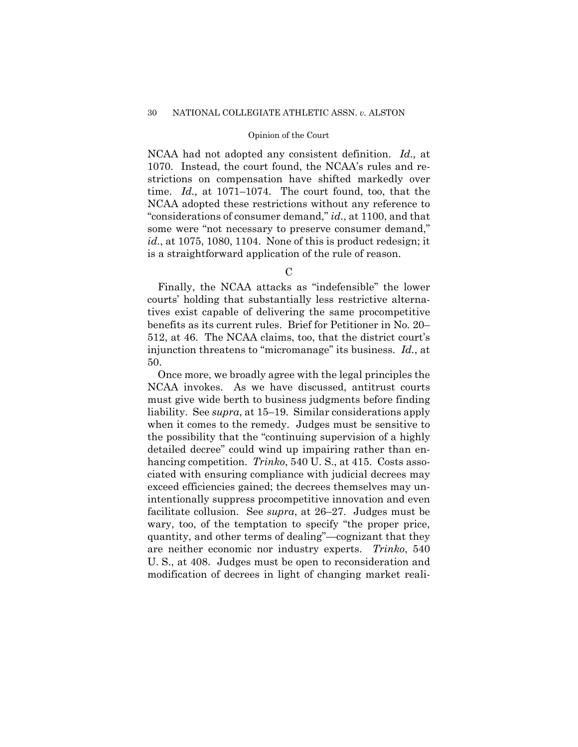NCAA had not adopted any consistent definition. *Id.,* at 1070. Instead, the court found, the NCAA's rules and restrictions on compensation have shifted markedly over time. *Id.,* at 1071–1074. The court found, too, that the NCAA adopted these restrictions without any reference to "considerations of consumer demand," *id.*, at 1100, and that some were "not necessary to preserve consumer demand," *id.*, at 1075, 1080, 1104. None of this is product redesign; it is a straightforward application of the rule of reason.

C

Finally, the NCAA attacks as "indefensible" the lower courts' holding that substantially less restrictive alternatives exist capable of delivering the same procompetitive benefits as its current rules. Brief for Petitioner in No. 20–512, at 46. The NCAA claims, too, that the district court's injunction threatens to "micromanage" its business. *Id.*, at 50.

Once more, we broadly agree with the legal principles the NCAA invokes. As we have discussed, antitrust courts must give wide berth to business judgments before finding liability. See *supra*, at 15–19. Similar considerations apply when it comes to the remedy. Judges must be sensitive to the possibility that the "continuing supervision of a highly detailed decree" could wind up impairing rather than enhancing competition. *Trinko*, 540 U. S., at 415. Costs associated with ensuring compliance with judicial decrees may exceed efficiencies gained; the decrees themselves may unintentionally suppress procompetitive innovation and even facilitate collusion. See *supra*, at 26–27. Judges must be wary, too, of the temptation to specify "the proper price, quantity, and other terms of dealing"—cognizant that they are neither economic nor industry experts. *Trinko*, 540 U. S., at 408. Judges must be open to reconsideration and modification of decrees in light of changing market reali-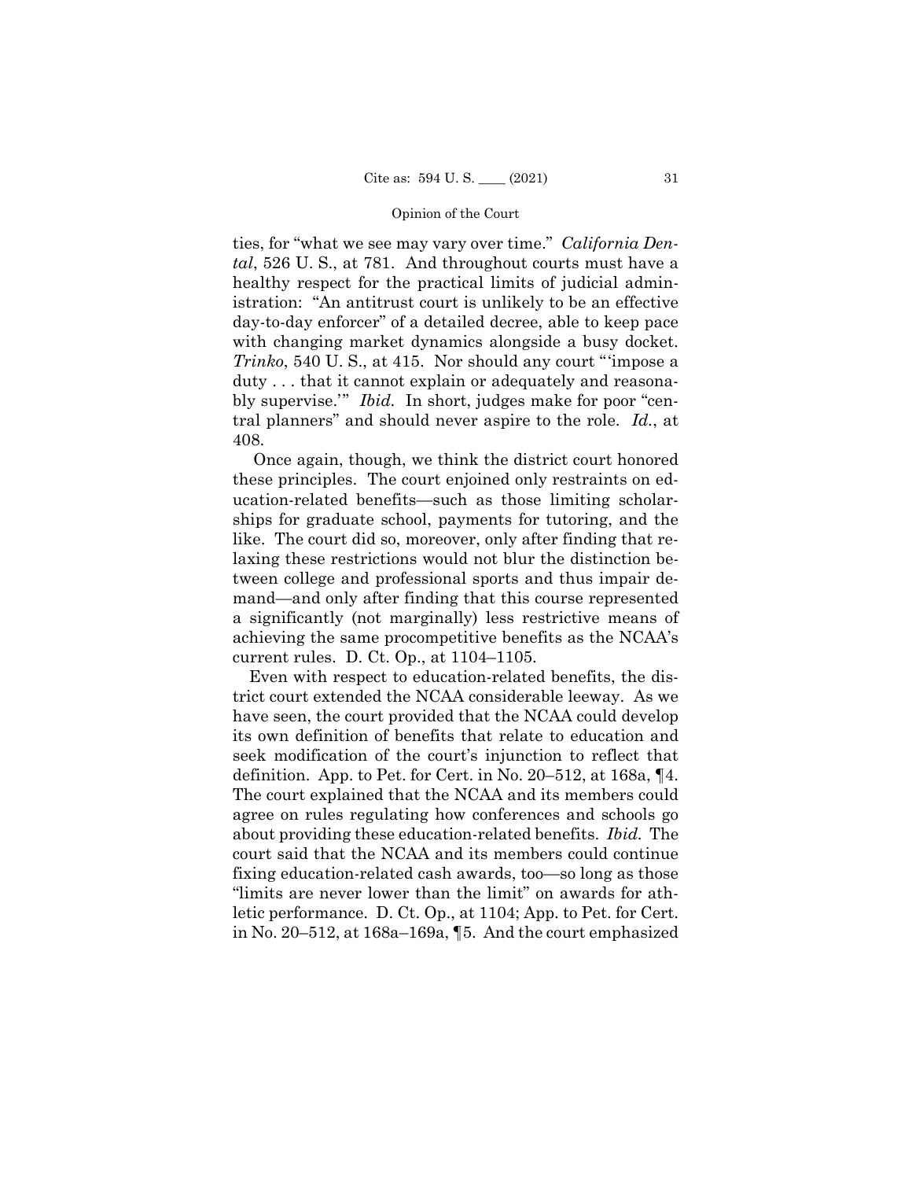ties, for "what we see may vary over time." *California Dental*, 526 U. S., at 781. And throughout courts must have a healthy respect for the practical limits of judicial administration: "An antitrust court is unlikely to be an effective day-to-day enforcer" of a detailed decree, able to keep pace with changing market dynamics alongside a busy docket. *Trinko*, 540 U. S., at 415. Nor should any court "'impose a duty . . . that it cannot explain or adequately and reasonably supervise.'" *Ibid.* In short, judges make for poor "central planners" and should never aspire to the role. *Id.*, at 408.

Once again, though, we think the district court honored these principles. The court enjoined only restraints on education-related benefits—such as those limiting scholarships for graduate school, payments for tutoring, and the like. The court did so, moreover, only after finding that relaxing these restrictions would not blur the distinction between college and professional sports and thus impair demand—and only after finding that this course represented a significantly (not marginally) less restrictive means of achieving the same procompetitive benefits as the NCAA's current rules. D. Ct. Op., at 1104–1105.

Even with respect to education-related benefits, the district court extended the NCAA considerable leeway. As we have seen, the court provided that the NCAA could develop its own definition of benefits that relate to education and seek modification of the court's injunction to reflect that definition. App. to Pet. for Cert. in No. 20–512, at 168a, ¶4. The court explained that the NCAA and its members could agree on rules regulating how conferences and schools go about providing these education-related benefits. *Ibid.* The court said that the NCAA and its members could continue fixing education-related cash awards, too—so long as those "limits are never lower than the limit" on awards for athletic performance. D. Ct. Op., at 1104; App. to Pet. for Cert. in No. 20–512, at 168a–169a, ¶5. And the court emphasized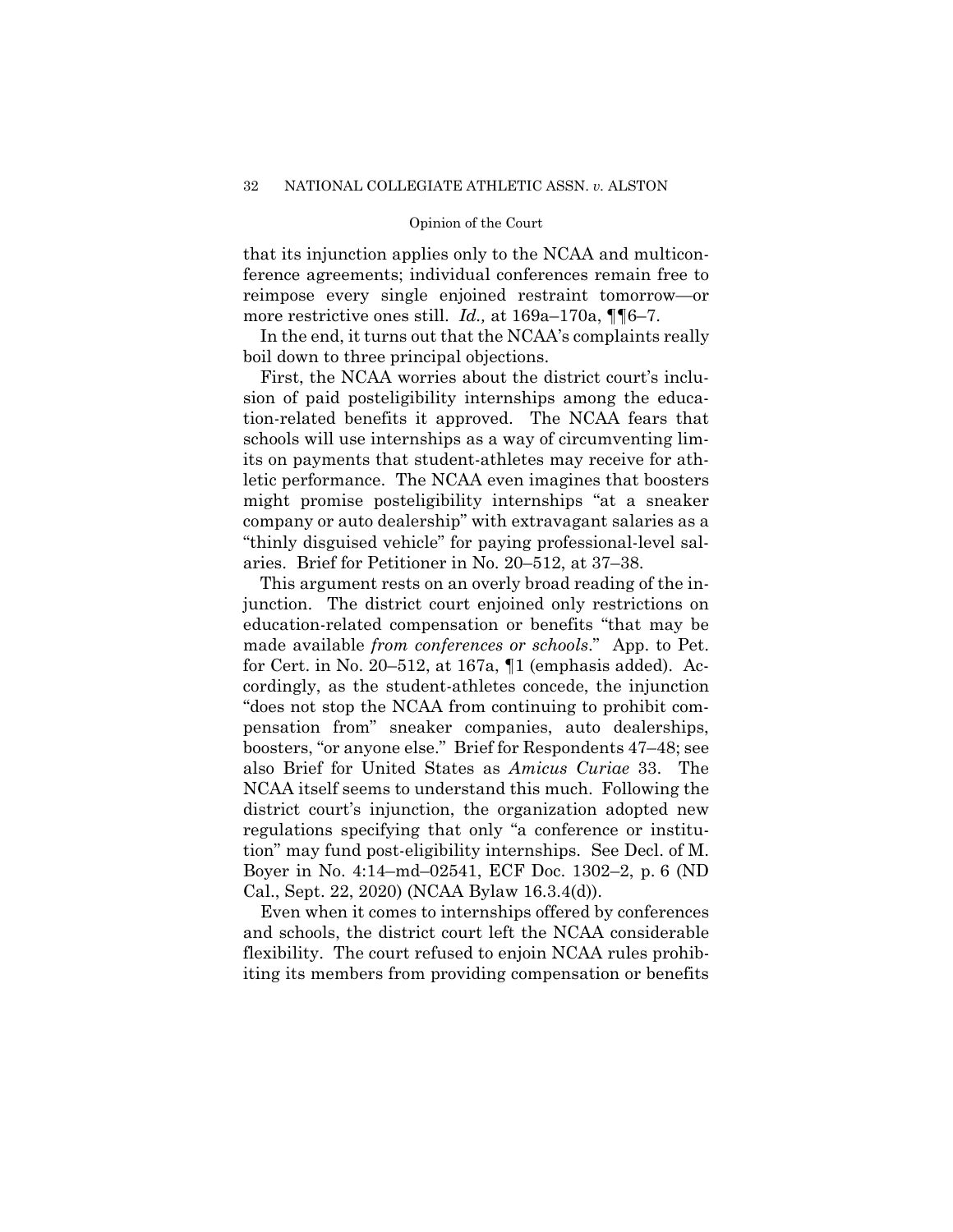that its injunction applies only to the NCAA and multiconference agreements; individual conferences remain free to reimpose every single enjoined restraint tomorrow—or more restrictive ones still. *Id.,* at 169a–170a, ¶¶6–7.

In the end, it turns out that the NCAA's complaints really boil down to three principal objections.

First, the NCAA worries about the district court's inclusion of paid posteligibility internships among the education-related benefits it approved. The NCAA fears that schools will use internships as a way of circumventing limits on payments that student-athletes may receive for athletic performance. The NCAA even imagines that boosters might promise posteligibility internships "at a sneaker company or auto dealership" with extravagant salaries as a "thinly disguised vehicle" for paying professional-level salaries. Brief for Petitioner in No. 20–512, at 37–38.

This argument rests on an overly broad reading of the injunction. The district court enjoined only restrictions on education-related compensation or benefits "that may be made available *from conferences or schools*." App. to Pet. for Cert. in No. 20–512, at 167a, ¶1 (emphasis added). Accordingly, as the student-athletes concede, the injunction "does not stop the NCAA from continuing to prohibit compensation from" sneaker companies, auto dealerships, boosters, "or anyone else." Brief for Respondents 47–48; see also Brief for United States as *Amicus Curiae* 33. The NCAA itself seems to understand this much. Following the district court's injunction, the organization adopted new regulations specifying that only "a conference or institution" may fund post-eligibility internships. See Decl. of M. Boyer in No. 4:14–md–02541, ECF Doc. 1302–2, p. 6 (ND Cal., Sept. 22, 2020) (NCAA Bylaw 16.3.4(d)).

Even when it comes to internships offered by conferences and schools, the district court left the NCAA considerable flexibility. The court refused to enjoin NCAA rules prohibiting its members from providing compensation or benefits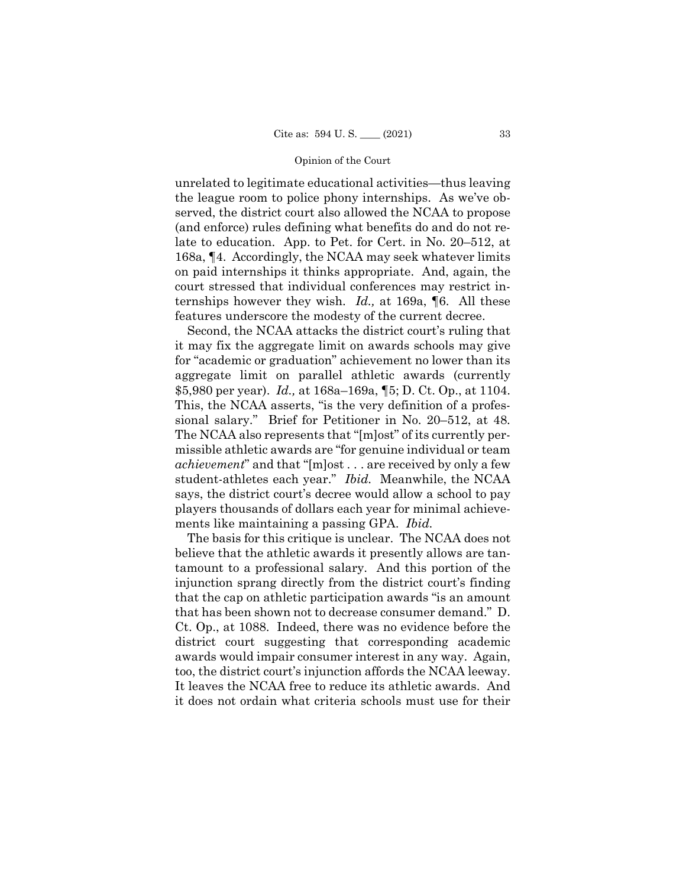unrelated to legitimate educational activities—thus leaving the league room to police phony internships. As we've observed, the district court also allowed the NCAA to propose (and enforce) rules defining what benefits do and do not relate to education. App. to Pet. for Cert. in No. 20–512, at 168a, ¶4. Accordingly, the NCAA may seek whatever limits on paid internships it thinks appropriate. And, again, the court stressed that individual conferences may restrict internships however they wish. *Id.,* at 169a, ¶6. All these features underscore the modesty of the current decree.

Second, the NCAA attacks the district court's ruling that it may fix the aggregate limit on awards schools may give for "academic or graduation" achievement no lower than its aggregate limit on parallel athletic awards (currently $5,980 per year). *Id.,* at 168a–169a, ¶5; D. Ct. Op., at 1104. This, the NCAA asserts, "is the very definition of a professional salary." Brief for Petitioner in No. 20–512, at 48. The NCAA also represents that "[m]ost" of its currently permissible athletic awards are "for genuine individual or team *achievement*" and that "[m]ost . . . are received by only a few student-athletes each year." *Ibid.* Meanwhile, the NCAA says, the district court's decree would allow a school to pay players thousands of dollars each year for minimal achievements like maintaining a passing GPA. *Ibid.*

The basis for this critique is unclear. The NCAA does not believe that the athletic awards it presently allows are tantamount to a professional salary. And this portion of the injunction sprang directly from the district court's finding that the cap on athletic participation awards "is an amount that has been shown not to decrease consumer demand." D. Ct. Op., at 1088. Indeed, there was no evidence before the district court suggesting that corresponding academic awards would impair consumer interest in any way. Again, too, the district court's injunction affords the NCAA leeway. It leaves the NCAA free to reduce its athletic awards. And it does not ordain what criteria schools must use for their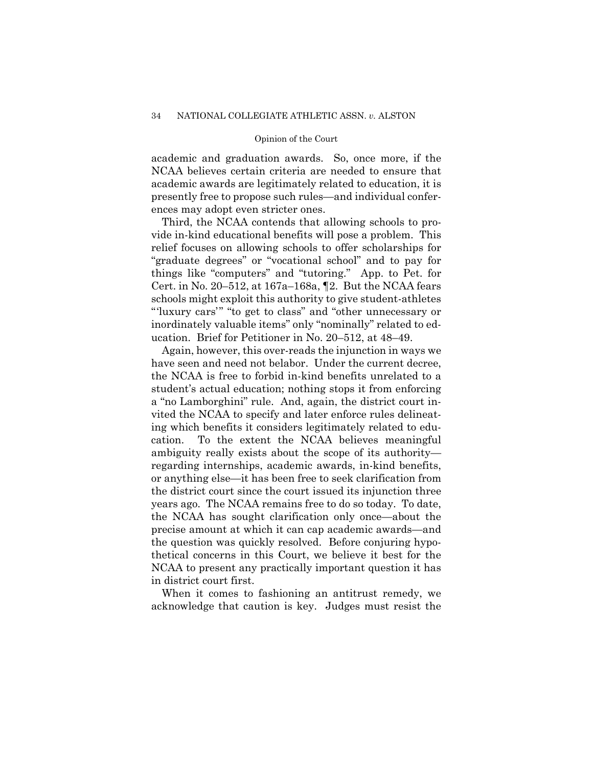academic and graduation awards. So, once more, if the NCAA believes certain criteria are needed to ensure that academic awards are legitimately related to education, it is presently free to propose such rules—and individual conferences may adopt even stricter ones.

Third, the NCAA contends that allowing schools to provide in-kind educational benefits will pose a problem. This relief focuses on allowing schools to offer scholarships for "graduate degrees" or "vocational school" and to pay for things like "computers" and "tutoring." App. to Pet. for Cert. in No. 20–512, at 167a–168a, ¶2. But the NCAA fears schools might exploit this authority to give student-athletes "'luxury cars'" "to get to class" and "other unnecessary or inordinately valuable items" only "nominally" related to education. Brief for Petitioner in No. 20–512, at 48–49.

Again, however, this over-reads the injunction in ways we have seen and need not belabor. Under the current decree, the NCAA is free to forbid in-kind benefits unrelated to a student's actual education; nothing stops it from enforcing a "no Lamborghini" rule. And, again, the district court invited the NCAA to specify and later enforce rules delineating which benefits it considers legitimately related to education. To the extent the NCAA believes meaningful ambiguity really exists about the scope of its authority—regarding internships, academic awards, in-kind benefits, or anything else—it has been free to seek clarification from the district court since the court issued its injunction three years ago. The NCAA remains free to do so today. To date, the NCAA has sought clarification only once—about the precise amount at which it can cap academic awards—and the question was quickly resolved. Before conjuring hypothetical concerns in this Court, we believe it best for the NCAA to present any practically important question it has in district court first.

When it comes to fashioning an antitrust remedy, we acknowledge that caution is key. Judges must resist the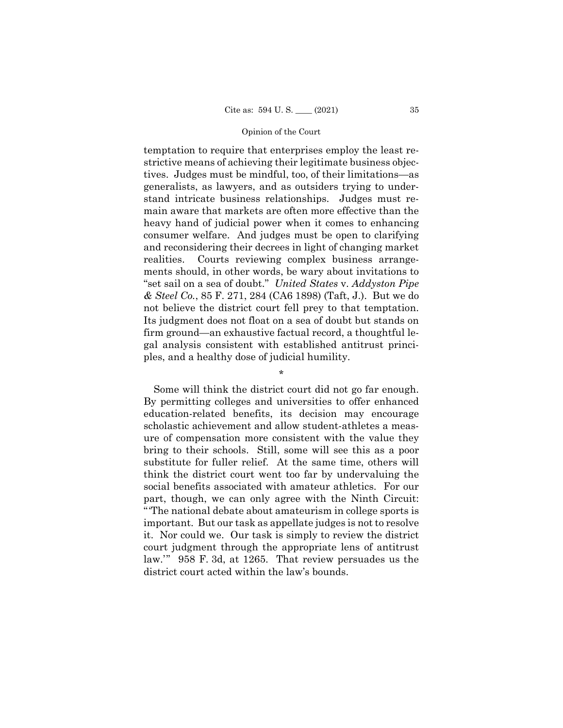temptation to require that enterprises employ the least restrictive means of achieving their legitimate business objectives. Judges must be mindful, too, of their limitations—as generalists, as lawyers, and as outsiders trying to understand intricate business relationships. Judges must remain aware that markets are often more effective than the heavy hand of judicial power when it comes to enhancing consumer welfare. And judges must be open to clarifying and reconsidering their decrees in light of changing market realities. Courts reviewing complex business arrangements should, in other words, be wary about invitations to "set sail on a sea of doubt." *United States* v. *Addyston Pipe & Steel Co.*, 85 F. 271, 284 (CA6 1898) (Taft, J.). But we do not believe the district court fell prey to that temptation. Its judgment does not float on a sea of doubt but stands on firm ground—an exhaustive factual record, a thoughtful legal analysis consistent with established antitrust principles, and a healthy dose of judicial humility.

*

Some will think the district court did not go far enough. By permitting colleges and universities to offer enhanced education-related benefits, its decision may encourage scholastic achievement and allow student-athletes a measure of compensation more consistent with the value they bring to their schools. Still, some will see this as a poor substitute for fuller relief. At the same time, others will think the district court went too far by undervaluing the social benefits associated with amateur athletics. For our part, though, we can only agree with the Ninth Circuit: "'The national debate about amateurism in college sports is important. But our task as appellate judges is not to resolve it. Nor could we. Our task is simply to review the district court judgment through the appropriate lens of antitrust law.'" 958 F. 3d, at 1265. That review persuades us the district court acted within the law's bounds.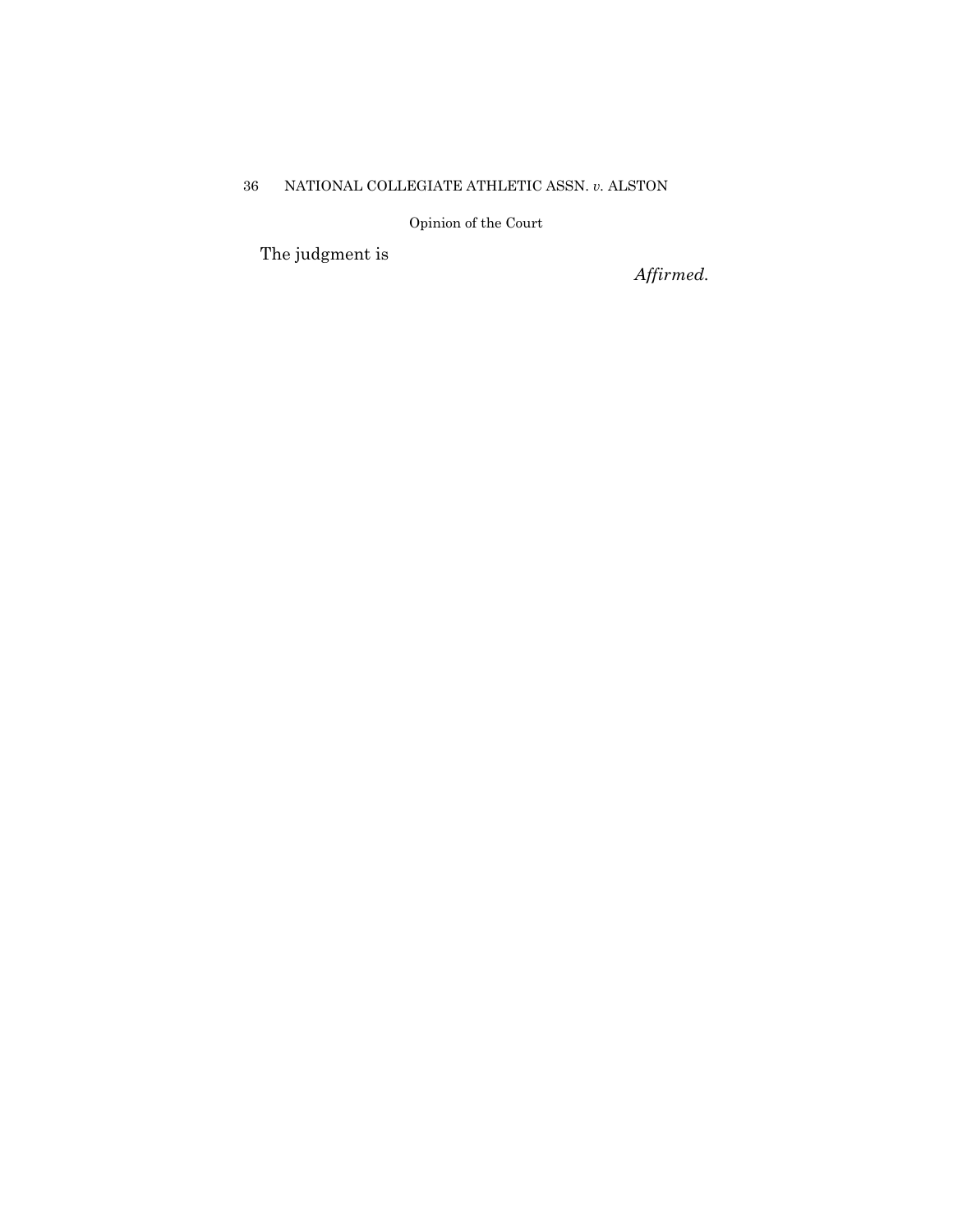The judgment is

*Affirmed.*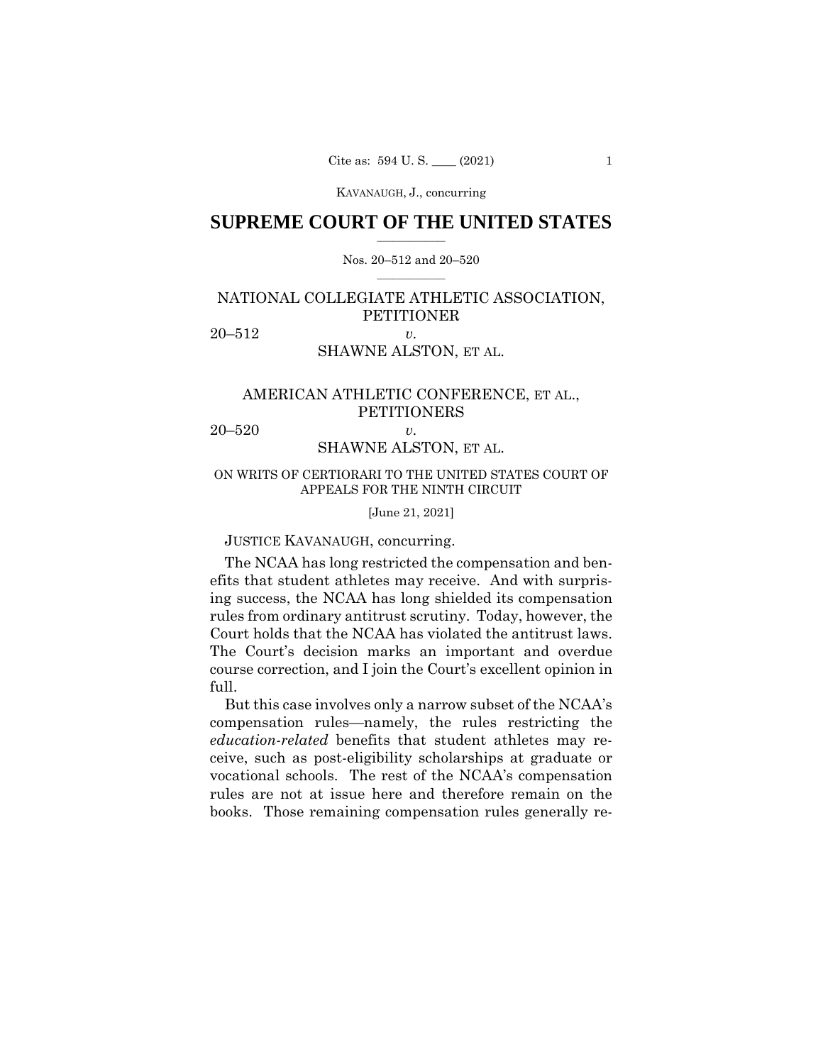KAVANAUGH, J., concurring

# SUPREME COURT OF THE UNITED STATES

Nos. 20–512 and 20–520

NATIONAL COLLEGIATE ATHLETIC ASSOCIATION, PETITIONER

20–512 *v.*

SHAWNE ALSTON, ET AL.

AMERICAN ATHLETIC CONFERENCE, ET AL., PETITIONERS

20–520 *v.*

SHAWNE ALSTON, ET AL.

ON WRITS OF CERTIORARI TO THE UNITED STATES COURT OF APPEALS FOR THE NINTH CIRCUIT

[June 21, 2021]

JUSTICE KAVANAUGH, concurring.

The NCAA has long restricted the compensation and benefits that student athletes may receive. And with surprising success, the NCAA has long shielded its compensation rules from ordinary antitrust scrutiny. Today, however, the Court holds that the NCAA has violated the antitrust laws. The Court's decision marks an important and overdue course correction, and I join the Court's excellent opinion in full.

But this case involves only a narrow subset of the NCAA's compensation rules—namely, the rules restricting the *education-related* benefits that student athletes may receive, such as post-eligibility scholarships at graduate or vocational schools. The rest of the NCAA's compensation rules are not at issue here and therefore remain on the books. Those remaining compensation rules generally re-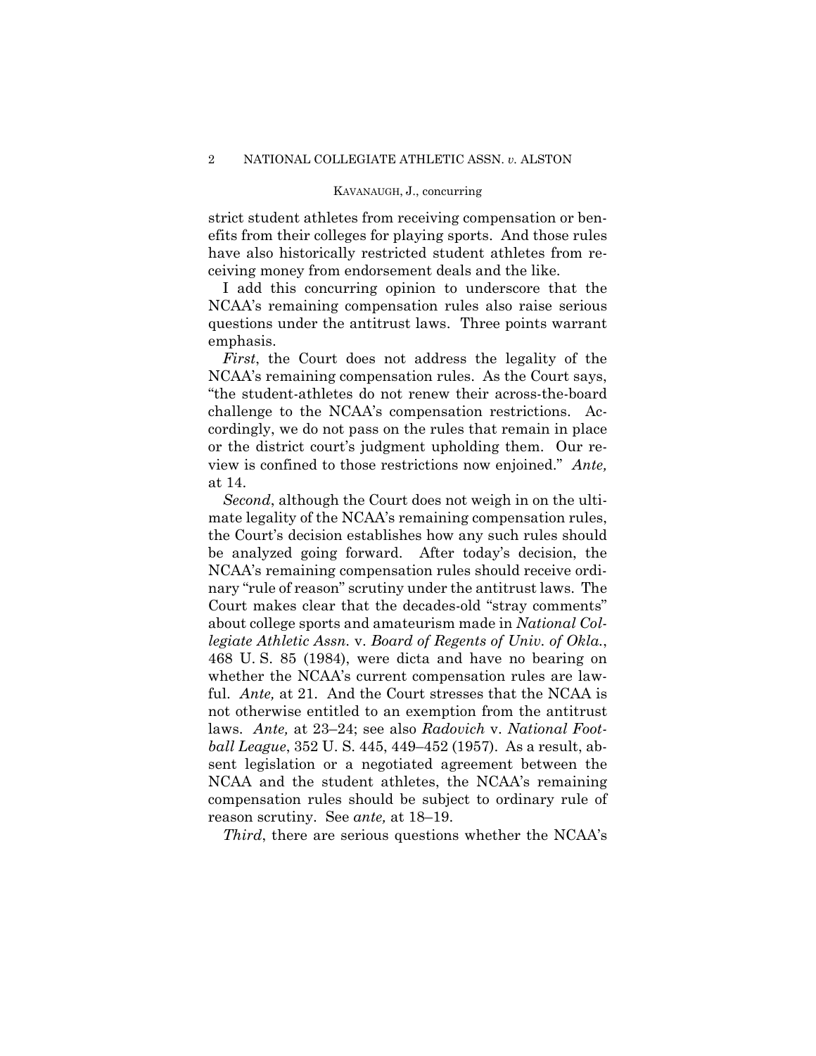strict student athletes from receiving compensation or benefits from their colleges for playing sports. And those rules have also historically restricted student athletes from receiving money from endorsement deals and the like.

I add this concurring opinion to underscore that the NCAA's remaining compensation rules also raise serious questions under the antitrust laws. Three points warrant emphasis.

*First*, the Court does not address the legality of the NCAA's remaining compensation rules. As the Court says, "the student-athletes do not renew their across-the-board challenge to the NCAA's compensation restrictions. Accordingly, we do not pass on the rules that remain in place or the district court's judgment upholding them. Our review is confined to those restrictions now enjoined." *Ante,* at 14.

*Second*, although the Court does not weigh in on the ultimate legality of the NCAA's remaining compensation rules, the Court's decision establishes how any such rules should be analyzed going forward. After today's decision, the NCAA's remaining compensation rules should receive ordinary "rule of reason" scrutiny under the antitrust laws. The Court makes clear that the decades-old "stray comments" about college sports and amateurism made in *National Collegiate Athletic Assn.* v. *Board of Regents of Univ. of Okla.*, 468 U. S. 85 (1984), were dicta and have no bearing on whether the NCAA's current compensation rules are lawful. *Ante,* at 21. And the Court stresses that the NCAA is not otherwise entitled to an exemption from the antitrust laws. *Ante,* at 23–24; see also *Radovich* v. *National Football League*, 352 U. S. 445, 449–452 (1957). As a result, absent legislation or a negotiated agreement between the NCAA and the student athletes, the NCAA's remaining compensation rules should be subject to ordinary rule of reason scrutiny. See *ante,* at 18–19.

*Third*, there are serious questions whether the NCAA's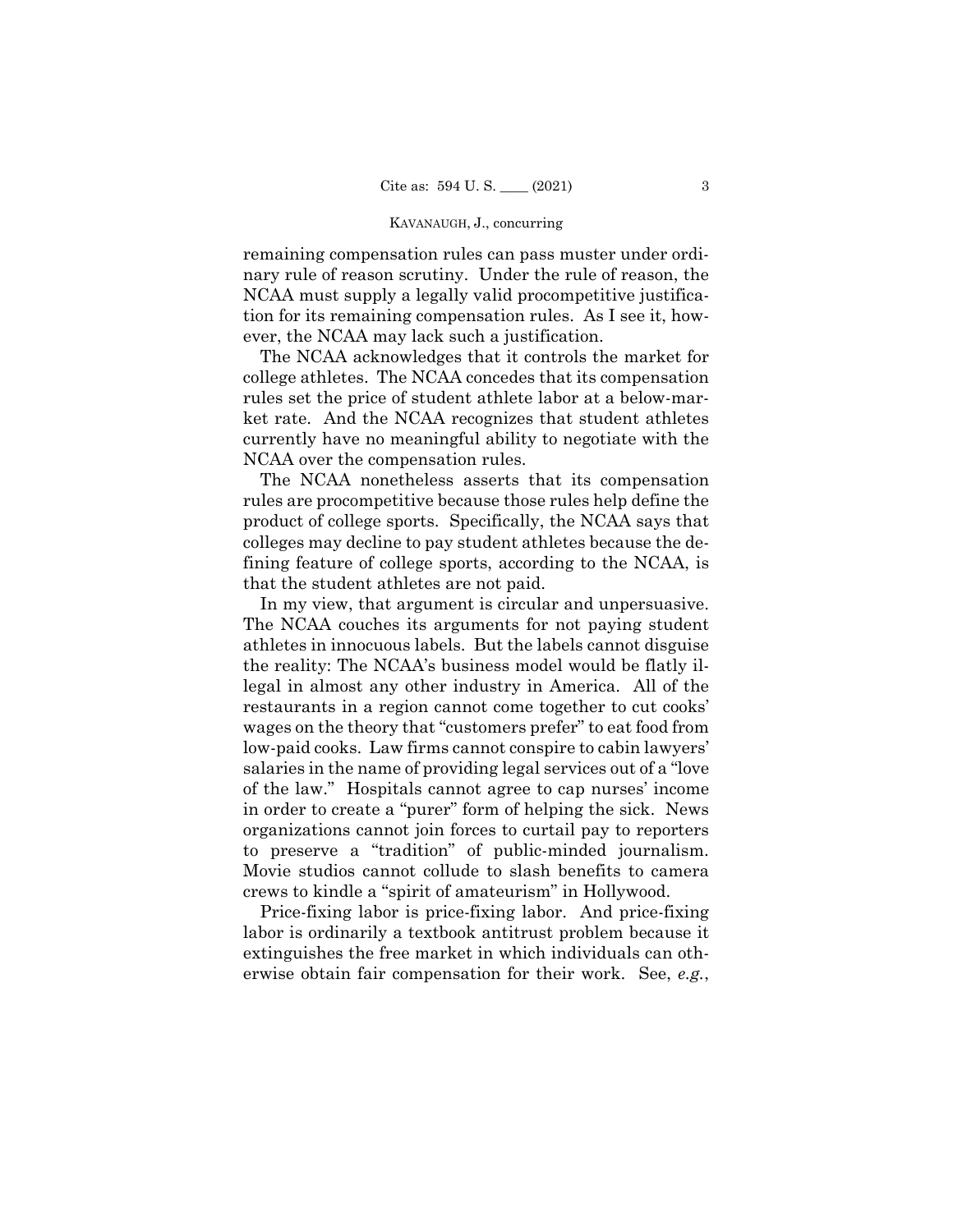remaining compensation rules can pass muster under ordinary rule of reason scrutiny. Under the rule of reason, the NCAA must supply a legally valid procompetitive justification for its remaining compensation rules. As I see it, however, the NCAA may lack such a justification.

The NCAA acknowledges that it controls the market for college athletes. The NCAA concedes that its compensation rules set the price of student athlete labor at a below-market rate. And the NCAA recognizes that student athletes currently have no meaningful ability to negotiate with the NCAA over the compensation rules.

The NCAA nonetheless asserts that its compensation rules are procompetitive because those rules help define the product of college sports. Specifically, the NCAA says that colleges may decline to pay student athletes because the defining feature of college sports, according to the NCAA, is that the student athletes are not paid.

In my view, that argument is circular and unpersuasive. The NCAA couches its arguments for not paying student athletes in innocuous labels. But the labels cannot disguise the reality: The NCAA's business model would be flatly illegal in almost any other industry in America. All of the restaurants in a region cannot come together to cut cooks' wages on the theory that "customers prefer" to eat food from low-paid cooks. Law firms cannot conspire to cabin lawyers' salaries in the name of providing legal services out of a "love of the law." Hospitals cannot agree to cap nurses' income in order to create a "purer" form of helping the sick. News organizations cannot join forces to curtail pay to reporters to preserve a "tradition" of public-minded journalism. Movie studios cannot collude to slash benefits to camera crews to kindle a "spirit of amateurism" in Hollywood.

Price-fixing labor is price-fixing labor. And price-fixing labor is ordinarily a textbook antitrust problem because it extinguishes the free market in which individuals can otherwise obtain fair compensation for their work. See, *e.g.*,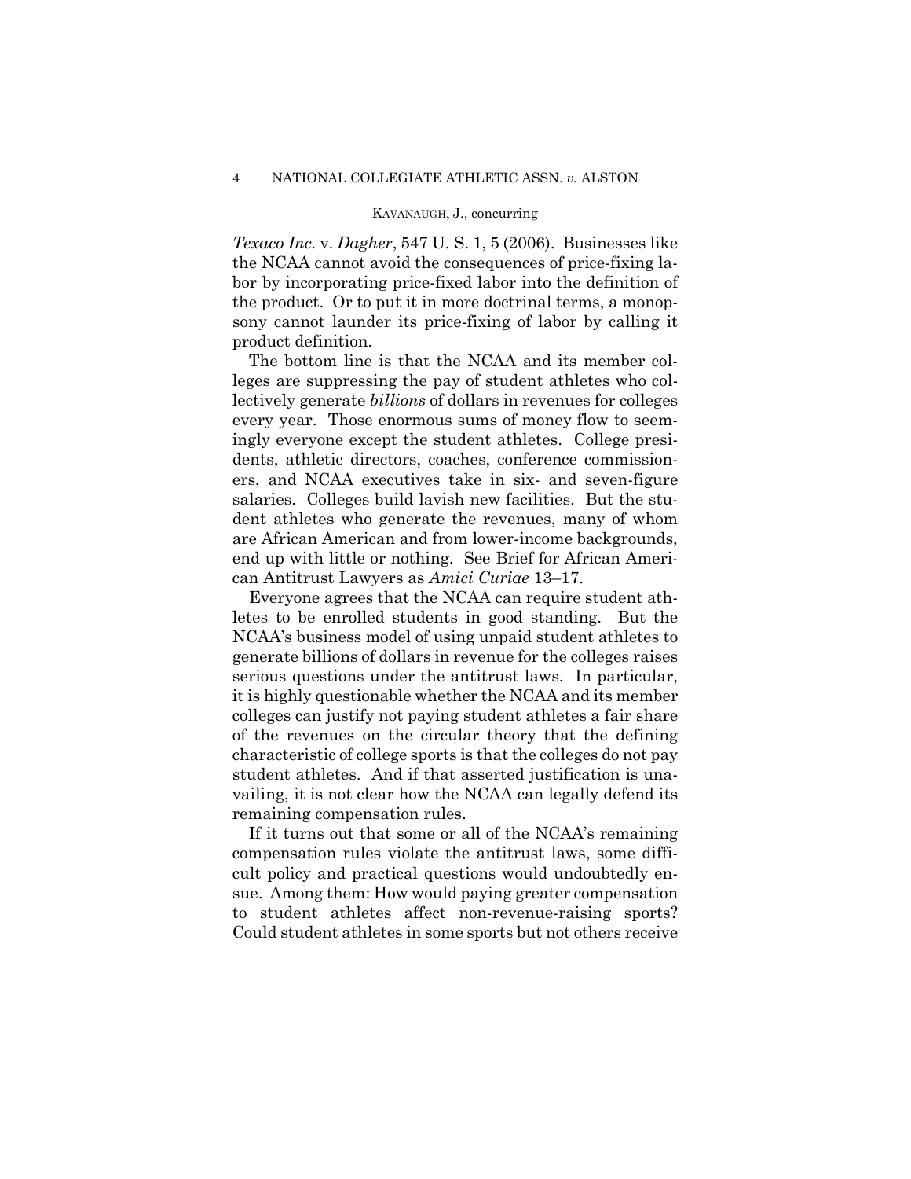*Texaco Inc.* v. *Dagher*, 547 U. S. 1, 5 (2006). Businesses like the NCAA cannot avoid the consequences of price-fixing labor by incorporating price-fixed labor into the definition of the product. Or to put it in more doctrinal terms, a monopsony cannot launder its price-fixing of labor by calling it product definition.

The bottom line is that the NCAA and its member colleges are suppressing the pay of student athletes who collectively generate *billions* of dollars in revenues for colleges every year. Those enormous sums of money flow to seemingly everyone except the student athletes. College presidents, athletic directors, coaches, conference commissioners, and NCAA executives take in six- and seven-figure salaries. Colleges build lavish new facilities. But the student athletes who generate the revenues, many of whom are African American and from lower-income backgrounds, end up with little or nothing. See Brief for African American Antitrust Lawyers as *Amici Curiae* 13–17.

Everyone agrees that the NCAA can require student athletes to be enrolled students in good standing. But the NCAA's business model of using unpaid student athletes to generate billions of dollars in revenue for the colleges raises serious questions under the antitrust laws. In particular, it is highly questionable whether the NCAA and its member colleges can justify not paying student athletes a fair share of the revenues on the circular theory that the defining characteristic of college sports is that the colleges do not pay student athletes. And if that asserted justification is unavailing, it is not clear how the NCAA can legally defend its remaining compensation rules.

If it turns out that some or all of the NCAA's remaining compensation rules violate the antitrust laws, some difficult policy and practical questions would undoubtedly ensue. Among them: How would paying greater compensation to student athletes affect non-revenue-raising sports? Could student athletes in some sports but not others receive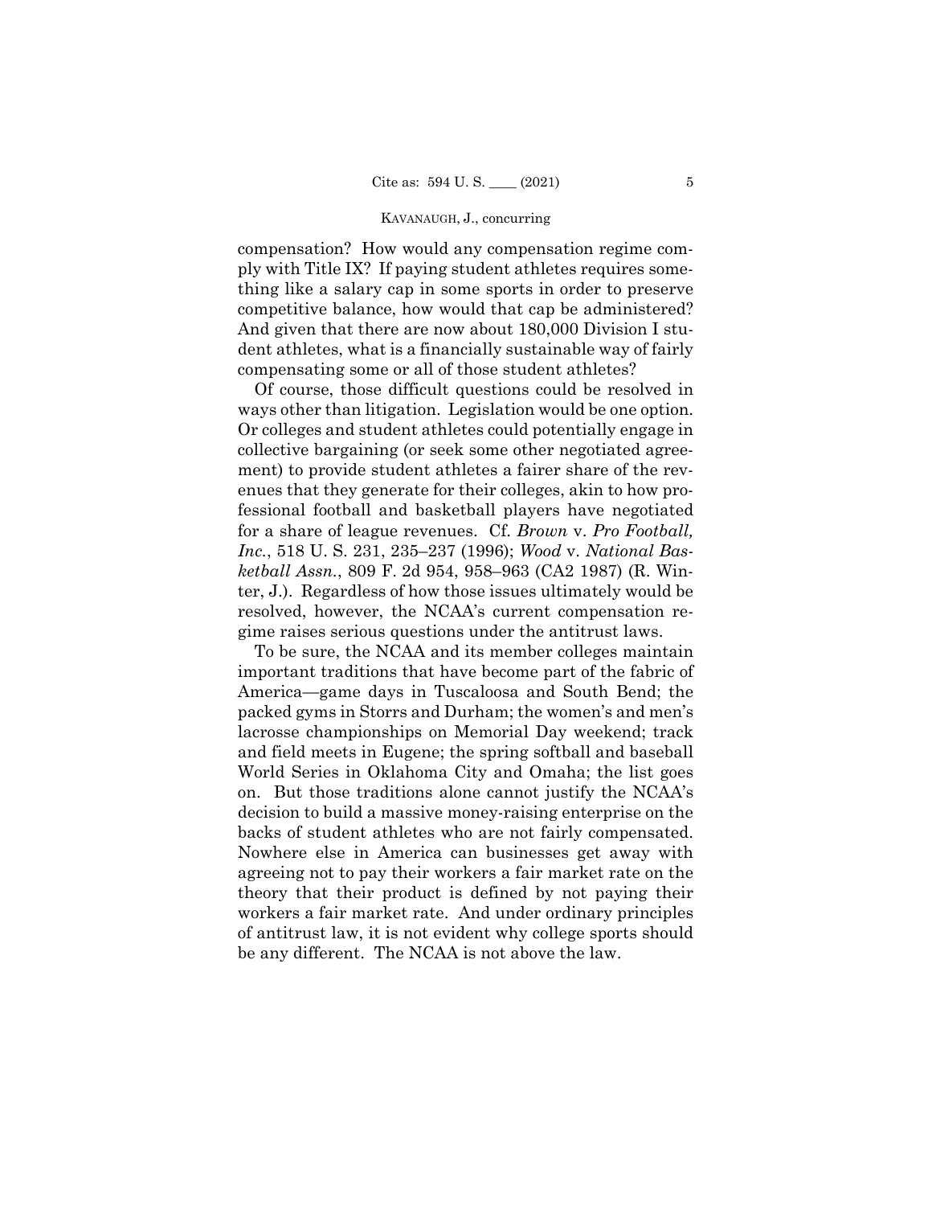compensation? How would any compensation regime comply with Title IX? If paying student athletes requires something like a salary cap in some sports in order to preserve competitive balance, how would that cap be administered? And given that there are now about 180,000 Division I student athletes, what is a financially sustainable way of fairly compensating some or all of those student athletes?

Of course, those difficult questions could be resolved in ways other than litigation. Legislation would be one option. Or colleges and student athletes could potentially engage in collective bargaining (or seek some other negotiated agreement) to provide student athletes a fairer share of the revenues that they generate for their colleges, akin to how professional football and basketball players have negotiated for a share of league revenues. Cf. *Brown* v. *Pro Football, Inc.*, 518 U. S. 231, 235–237 (1996); *Wood* v. *National Basketball Assn.*, 809 F. 2d 954, 958–963 (CA2 1987) (R. Winter, J.). Regardless of how those issues ultimately would be resolved, however, the NCAA's current compensation regime raises serious questions under the antitrust laws.

To be sure, the NCAA and its member colleges maintain important traditions that have become part of the fabric of America—game days in Tuscaloosa and South Bend; the packed gyms in Storrs and Durham; the women's and men's lacrosse championships on Memorial Day weekend; track and field meets in Eugene; the spring softball and baseball World Series in Oklahoma City and Omaha; the list goes on. But those traditions alone cannot justify the NCAA's decision to build a massive money-raising enterprise on the backs of student athletes who are not fairly compensated. Nowhere else in America can businesses get away with agreeing not to pay their workers a fair market rate on the theory that their product is defined by not paying their workers a fair market rate. And under ordinary principles of antitrust law, it is not evident why college sports should be any different. The NCAA is not above the law.